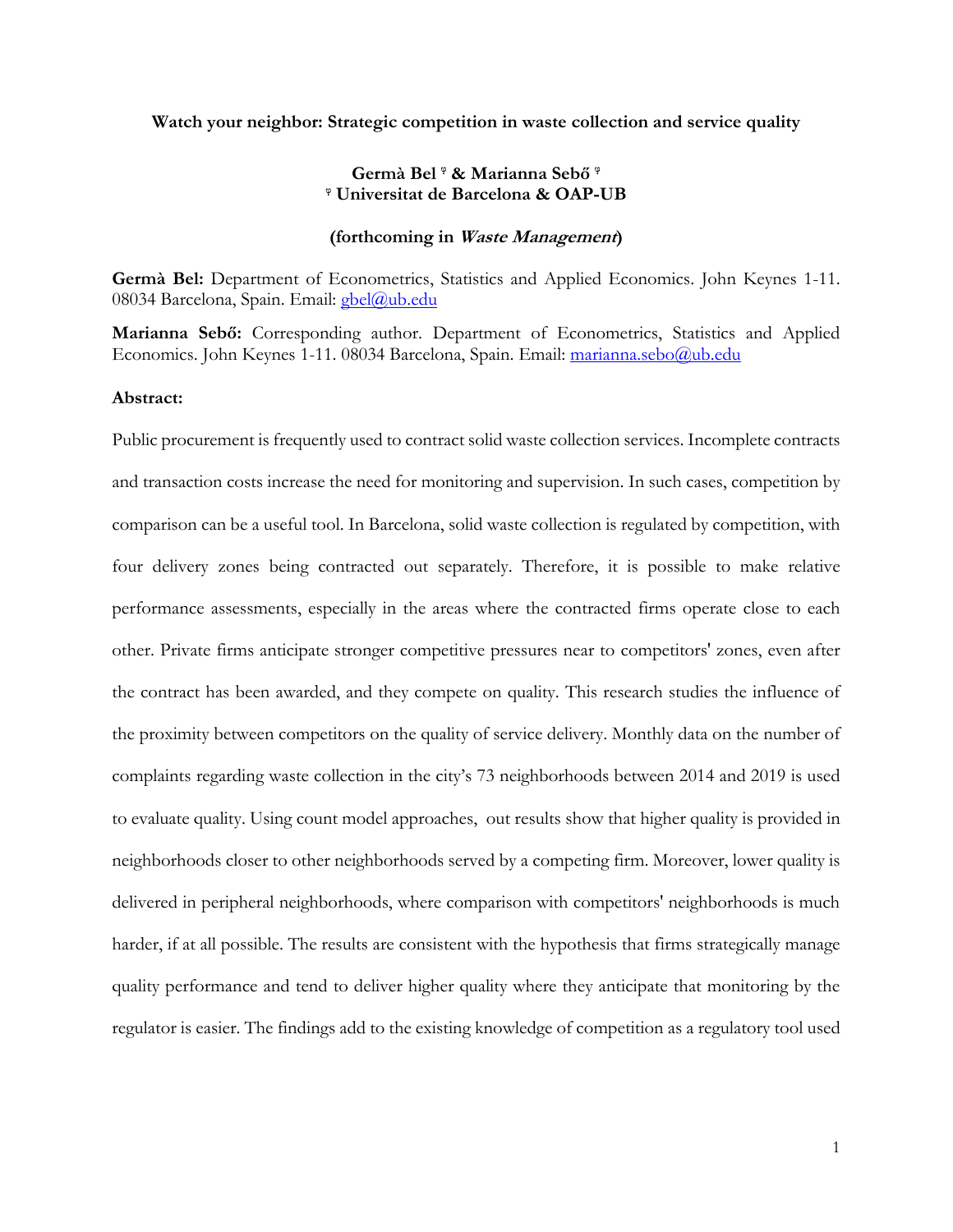**Watch your neighbor: Strategic competition in waste collection and service quality**

**Germà Bel [ᵠ] & Marianna Sebő [ᵠ]**
**[ᵠ] Universitat de Barcelona & OAP-UB**

**(forthcoming in *Waste Management*)**

**Germà Bel:** Department of Econometrics, Statistics and Applied Economics. John Keynes 1-11. 08034 Barcelona, Spain. Email: gbel@ub.edu

**Marianna Sebő:** Corresponding author. Department of Econometrics, Statistics and Applied Economics. John Keynes 1-11. 08034 Barcelona, Spain. Email: marianna.sebo@ub.edu

**Abstract:**

Public procurement is frequently used to contract solid waste collection services. Incomplete contracts and transaction costs increase the need for monitoring and supervision. In such cases, competition by comparison can be a useful tool. In Barcelona, solid waste collection is regulated by competition, with four delivery zones being contracted out separately. Therefore, it is possible to make relative performance assessments, especially in the areas where the contracted firms operate close to each other. Private firms anticipate stronger competitive pressures near to competitors' zones, even after the contract has been awarded, and they compete on quality. This research studies the influence of the proximity between competitors on the quality of service delivery. Monthly data on the number of complaints regarding waste collection in the city's 73 neighborhoods between 2014 and 2019 is used to evaluate quality. Using count model approaches, out results show that higher quality is provided in neighborhoods closer to other neighborhoods served by a competing firm. Moreover, lower quality is delivered in peripheral neighborhoods, where comparison with competitors' neighborhoods is much harder, if at all possible. The results are consistent with the hypothesis that firms strategically manage quality performance and tend to deliver higher quality where they anticipate that monitoring by the regulator is easier. The findings add to the existing knowledge of competition as a regulatory tool used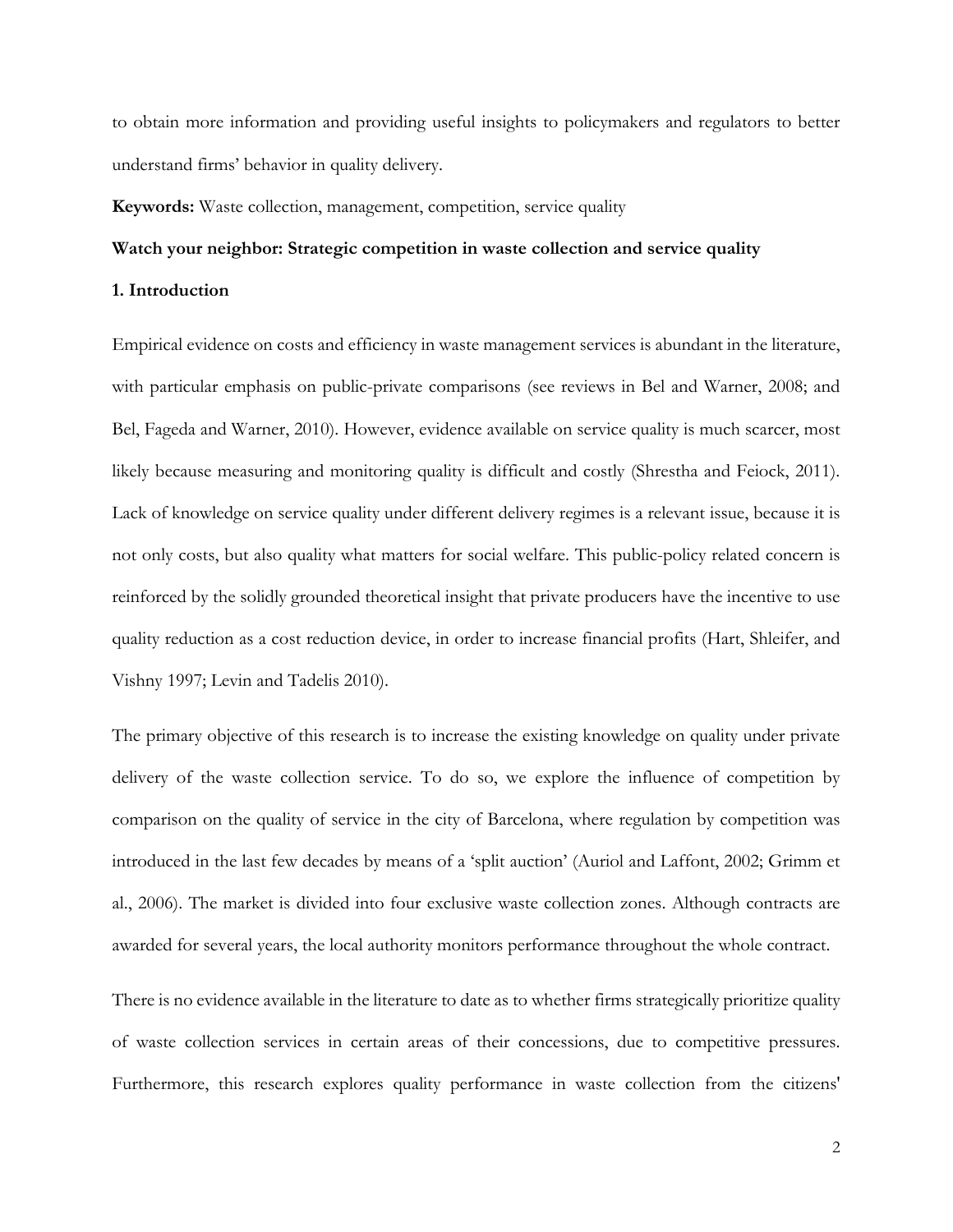to obtain more information and providing useful insights to policymakers and regulators to better understand firms' behavior in quality delivery.

**Keywords:** Waste collection, management, competition, service quality

**Watch your neighbor: Strategic competition in waste collection and service quality**

## 1. Introduction

Empirical evidence on costs and efficiency in waste management services is abundant in the literature, with particular emphasis on public-private comparisons (see reviews in Bel and Warner, 2008; and Bel, Fageda and Warner, 2010). However, evidence available on service quality is much scarcer, most likely because measuring and monitoring quality is difficult and costly (Shrestha and Feiock, 2011). Lack of knowledge on service quality under different delivery regimes is a relevant issue, because it is not only costs, but also quality what matters for social welfare. This public-policy related concern is reinforced by the solidly grounded theoretical insight that private producers have the incentive to use quality reduction as a cost reduction device, in order to increase financial profits (Hart, Shleifer, and Vishny 1997; Levin and Tadelis 2010).

The primary objective of this research is to increase the existing knowledge on quality under private delivery of the waste collection service. To do so, we explore the influence of competition by comparison on the quality of service in the city of Barcelona, where regulation by competition was introduced in the last few decades by means of a 'split auction' (Auriol and Laffont, 2002; Grimm et al., 2006). The market is divided into four exclusive waste collection zones. Although contracts are awarded for several years, the local authority monitors performance throughout the whole contract.

There is no evidence available in the literature to date as to whether firms strategically prioritize quality of waste collection services in certain areas of their concessions, due to competitive pressures. Furthermore, this research explores quality performance in waste collection from the citizens'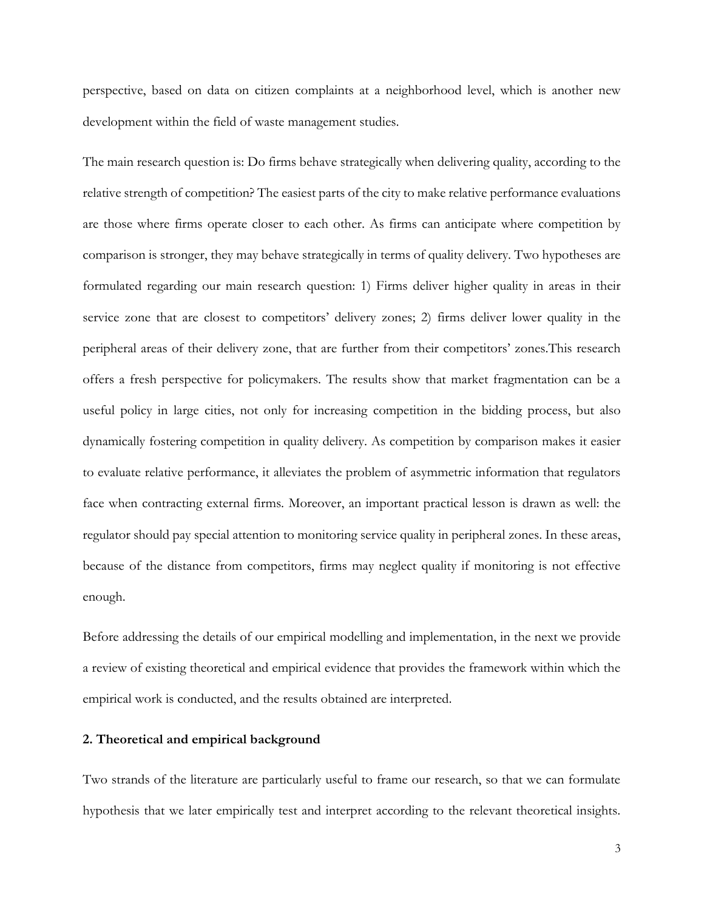perspective, based on data on citizen complaints at a neighborhood level, which is another new development within the field of waste management studies.

The main research question is: Do firms behave strategically when delivering quality, according to the relative strength of competition? The easiest parts of the city to make relative performance evaluations are those where firms operate closer to each other. As firms can anticipate where competition by comparison is stronger, they may behave strategically in terms of quality delivery. Two hypotheses are formulated regarding our main research question: 1) Firms deliver higher quality in areas in their service zone that are closest to competitors' delivery zones; 2) firms deliver lower quality in the peripheral areas of their delivery zone, that are further from their competitors' zones.This research offers a fresh perspective for policymakers. The results show that market fragmentation can be a useful policy in large cities, not only for increasing competition in the bidding process, but also dynamically fostering competition in quality delivery. As competition by comparison makes it easier to evaluate relative performance, it alleviates the problem of asymmetric information that regulators face when contracting external firms. Moreover, an important practical lesson is drawn as well: the regulator should pay special attention to monitoring service quality in peripheral zones. In these areas, because of the distance from competitors, firms may neglect quality if monitoring is not effective enough.

Before addressing the details of our empirical modelling and implementation, in the next we provide a review of existing theoretical and empirical evidence that provides the framework within which the empirical work is conducted, and the results obtained are interpreted.

## 2. Theoretical and empirical background

Two strands of the literature are particularly useful to frame our research, so that we can formulate hypothesis that we later empirically test and interpret according to the relevant theoretical insights.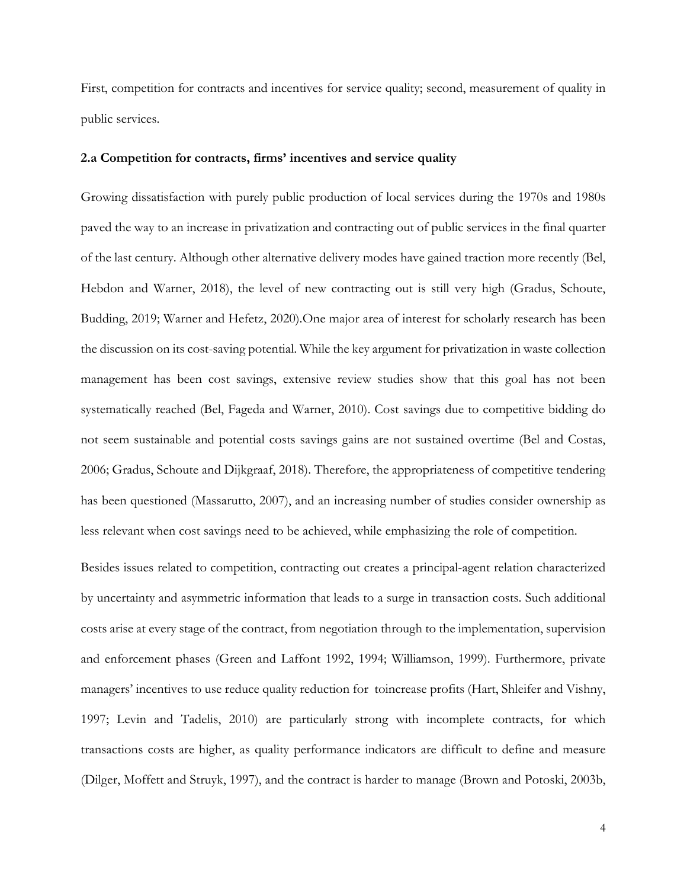First, competition for contracts and incentives for service quality; second, measurement of quality in public services.

### 2.a Competition for contracts, firms' incentives and service quality

Growing dissatisfaction with purely public production of local services during the 1970s and 1980s paved the way to an increase in privatization and contracting out of public services in the final quarter of the last century. Although other alternative delivery modes have gained traction more recently (Bel, Hebdon and Warner, 2018), the level of new contracting out is still very high (Gradus, Schoute, Budding, 2019; Warner and Hefetz, 2020).One major area of interest for scholarly research has been the discussion on its cost-saving potential. While the key argument for privatization in waste collection management has been cost savings, extensive review studies show that this goal has not been systematically reached (Bel, Fageda and Warner, 2010). Cost savings due to competitive bidding do not seem sustainable and potential costs savings gains are not sustained overtime (Bel and Costas, 2006; Gradus, Schoute and Dijkgraaf, 2018). Therefore, the appropriateness of competitive tendering has been questioned (Massarutto, 2007), and an increasing number of studies consider ownership as less relevant when cost savings need to be achieved, while emphasizing the role of competition.

Besides issues related to competition, contracting out creates a principal-agent relation characterized by uncertainty and asymmetric information that leads to a surge in transaction costs. Such additional costs arise at every stage of the contract, from negotiation through to the implementation, supervision and enforcement phases (Green and Laffont 1992, 1994; Williamson, 1999). Furthermore, private managers' incentives to use reduce quality reduction for toincrease profits (Hart, Shleifer and Vishny, 1997; Levin and Tadelis, 2010) are particularly strong with incomplete contracts, for which transactions costs are higher, as quality performance indicators are difficult to define and measure (Dilger, Moffett and Struyk, 1997), and the contract is harder to manage (Brown and Potoski, 2003b,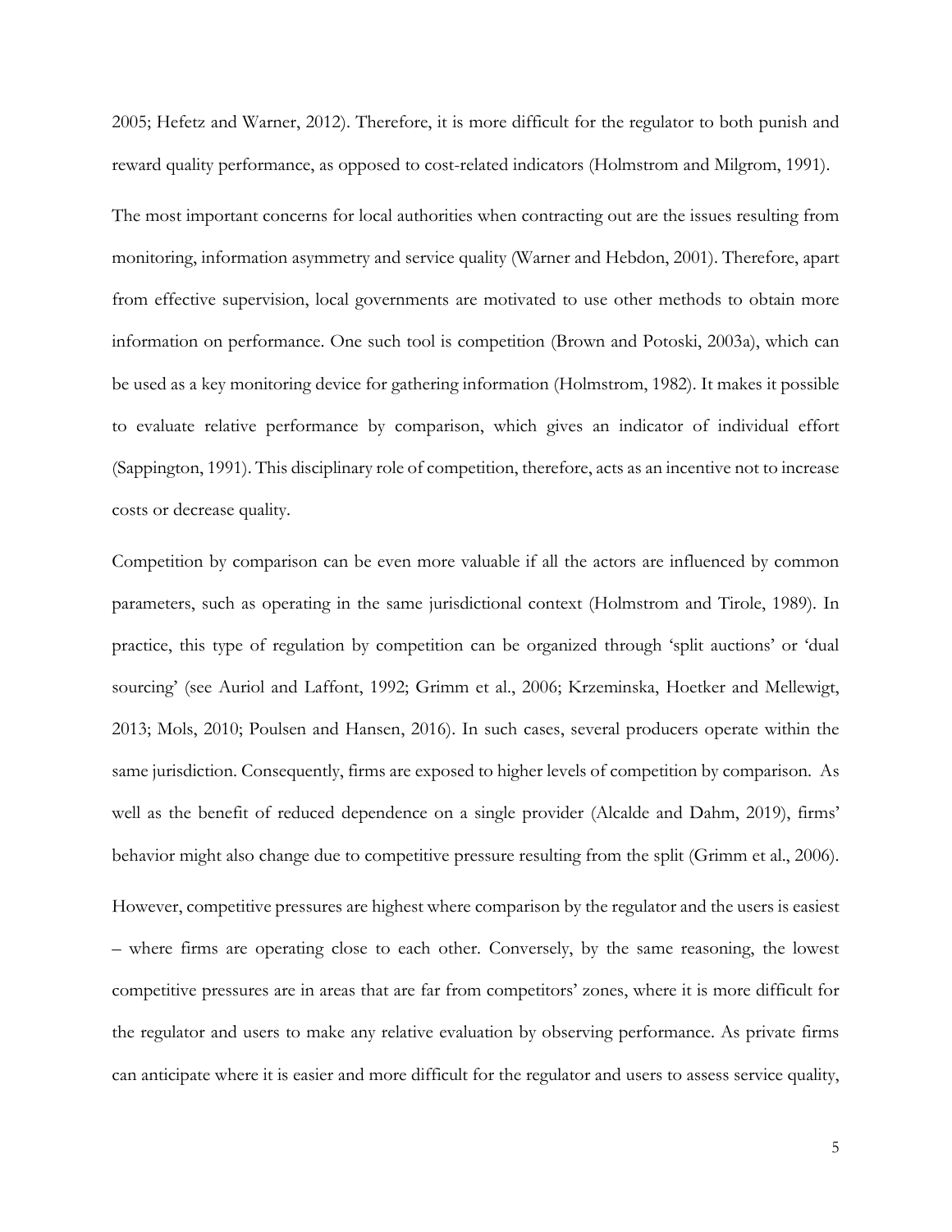2005; Hefetz and Warner, 2012). Therefore, it is more difficult for the regulator to both punish and reward quality performance, as opposed to cost-related indicators (Holmstrom and Milgrom, 1991).

The most important concerns for local authorities when contracting out are the issues resulting from monitoring, information asymmetry and service quality (Warner and Hebdon, 2001). Therefore, apart from effective supervision, local governments are motivated to use other methods to obtain more information on performance. One such tool is competition (Brown and Potoski, 2003a), which can be used as a key monitoring device for gathering information (Holmstrom, 1982). It makes it possible to evaluate relative performance by comparison, which gives an indicator of individual effort (Sappington, 1991). This disciplinary role of competition, therefore, acts as an incentive not to increase costs or decrease quality.

Competition by comparison can be even more valuable if all the actors are influenced by common parameters, such as operating in the same jurisdictional context (Holmstrom and Tirole, 1989). In practice, this type of regulation by competition can be organized through 'split auctions' or 'dual sourcing' (see Auriol and Laffont, 1992; Grimm et al., 2006; Krzeminska, Hoetker and Mellewigt, 2013; Mols, 2010; Poulsen and Hansen, 2016). In such cases, several producers operate within the same jurisdiction. Consequently, firms are exposed to higher levels of competition by comparison. As well as the benefit of reduced dependence on a single provider (Alcalde and Dahm, 2019), firms' behavior might also change due to competitive pressure resulting from the split (Grimm et al., 2006).

However, competitive pressures are highest where comparison by the regulator and the users is easiest – where firms are operating close to each other. Conversely, by the same reasoning, the lowest competitive pressures are in areas that are far from competitors' zones, where it is more difficult for the regulator and users to make any relative evaluation by observing performance. As private firms can anticipate where it is easier and more difficult for the regulator and users to assess service quality,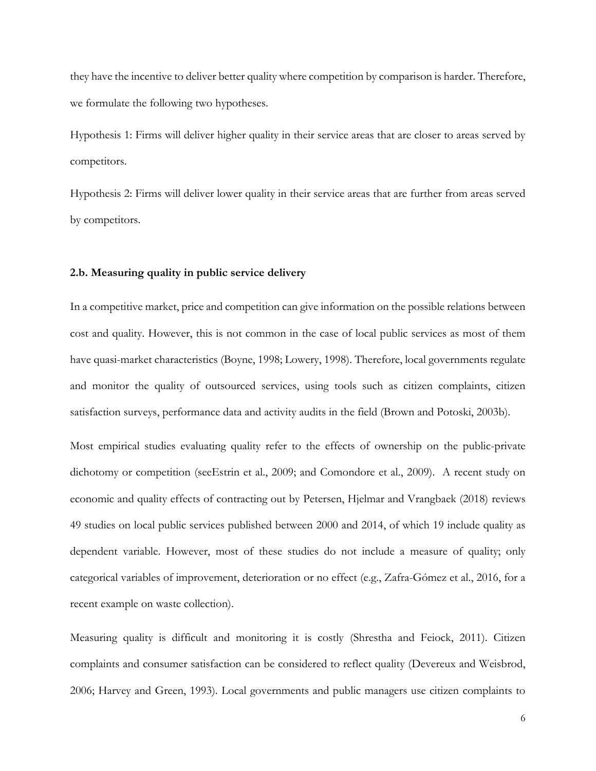they have the incentive to deliver better quality where competition by comparison is harder. Therefore, we formulate the following two hypotheses.

Hypothesis 1: Firms will deliver higher quality in their service areas that are closer to areas served by competitors.

Hypothesis 2: Firms will deliver lower quality in their service areas that are further from areas served by competitors.

### 2.b. Measuring quality in public service delivery

In a competitive market, price and competition can give information on the possible relations between cost and quality. However, this is not common in the case of local public services as most of them have quasi-market characteristics (Boyne, 1998; Lowery, 1998). Therefore, local governments regulate and monitor the quality of outsourced services, using tools such as citizen complaints, citizen satisfaction surveys, performance data and activity audits in the field (Brown and Potoski, 2003b).

Most empirical studies evaluating quality refer to the effects of ownership on the public-private dichotomy or competition (seeEstrin et al., 2009; and Comondore et al., 2009). A recent study on economic and quality effects of contracting out by Petersen, Hjelmar and Vrangbaek (2018) reviews 49 studies on local public services published between 2000 and 2014, of which 19 include quality as dependent variable. However, most of these studies do not include a measure of quality; only categorical variables of improvement, deterioration or no effect (e.g., Zafra-Gómez et al., 2016, for a recent example on waste collection).

Measuring quality is difficult and monitoring it is costly (Shrestha and Feiock, 2011). Citizen complaints and consumer satisfaction can be considered to reflect quality (Devereux and Weisbrod, 2006; Harvey and Green, 1993). Local governments and public managers use citizen complaints to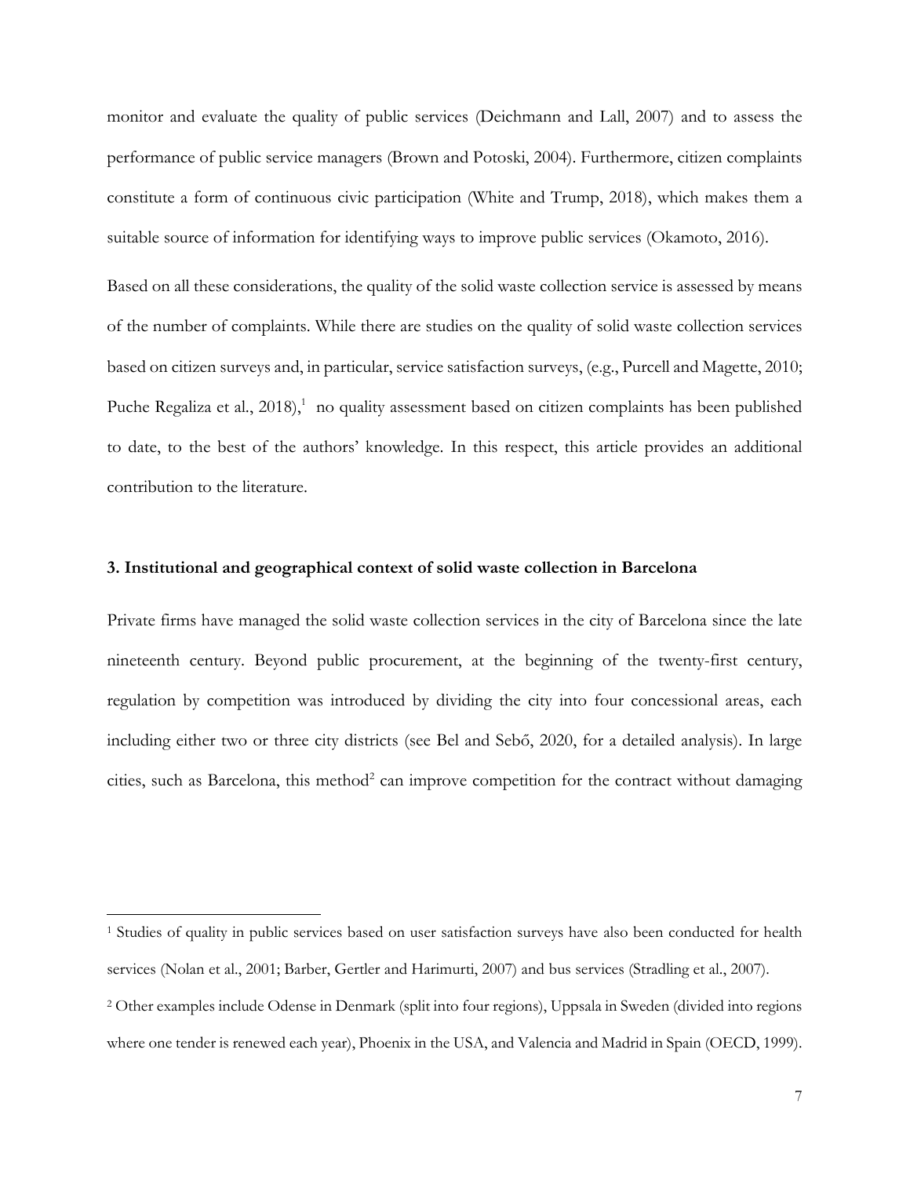monitor and evaluate the quality of public services (Deichmann and Lall, 2007) and to assess the performance of public service managers (Brown and Potoski, 2004). Furthermore, citizen complaints constitute a form of continuous civic participation (White and Trump, 2018), which makes them a suitable source of information for identifying ways to improve public services (Okamoto, 2016).

Based on all these considerations, the quality of the solid waste collection service is assessed by means of the number of complaints. While there are studies on the quality of solid waste collection services based on citizen surveys and, in particular, service satisfaction surveys, (e.g., Purcell and Magette, 2010; Puche Regaliza et al., 2018),[1] no quality assessment based on citizen complaints has been published to date, to the best of the authors' knowledge. In this respect, this article provides an additional contribution to the literature.

### 3. Institutional and geographical context of solid waste collection in Barcelona

Private firms have managed the solid waste collection services in the city of Barcelona since the late nineteenth century. Beyond public procurement, at the beginning of the twenty-first century, regulation by competition was introduced by dividing the city into four concessional areas, each including either two or three city districts (see Bel and Sebő, 2020, for a detailed analysis). In large cities, such as Barcelona, this method[2] can improve competition for the contract without damaging

---

[1] Studies of quality in public services based on user satisfaction surveys have also been conducted for health services (Nolan et al., 2001; Barber, Gertler and Harimurti, 2007) and bus services (Stradling et al., 2007).

[2] Other examples include Odense in Denmark (split into four regions), Uppsala in Sweden (divided into regions where one tender is renewed each year), Phoenix in the USA, and Valencia and Madrid in Spain (OECD, 1999).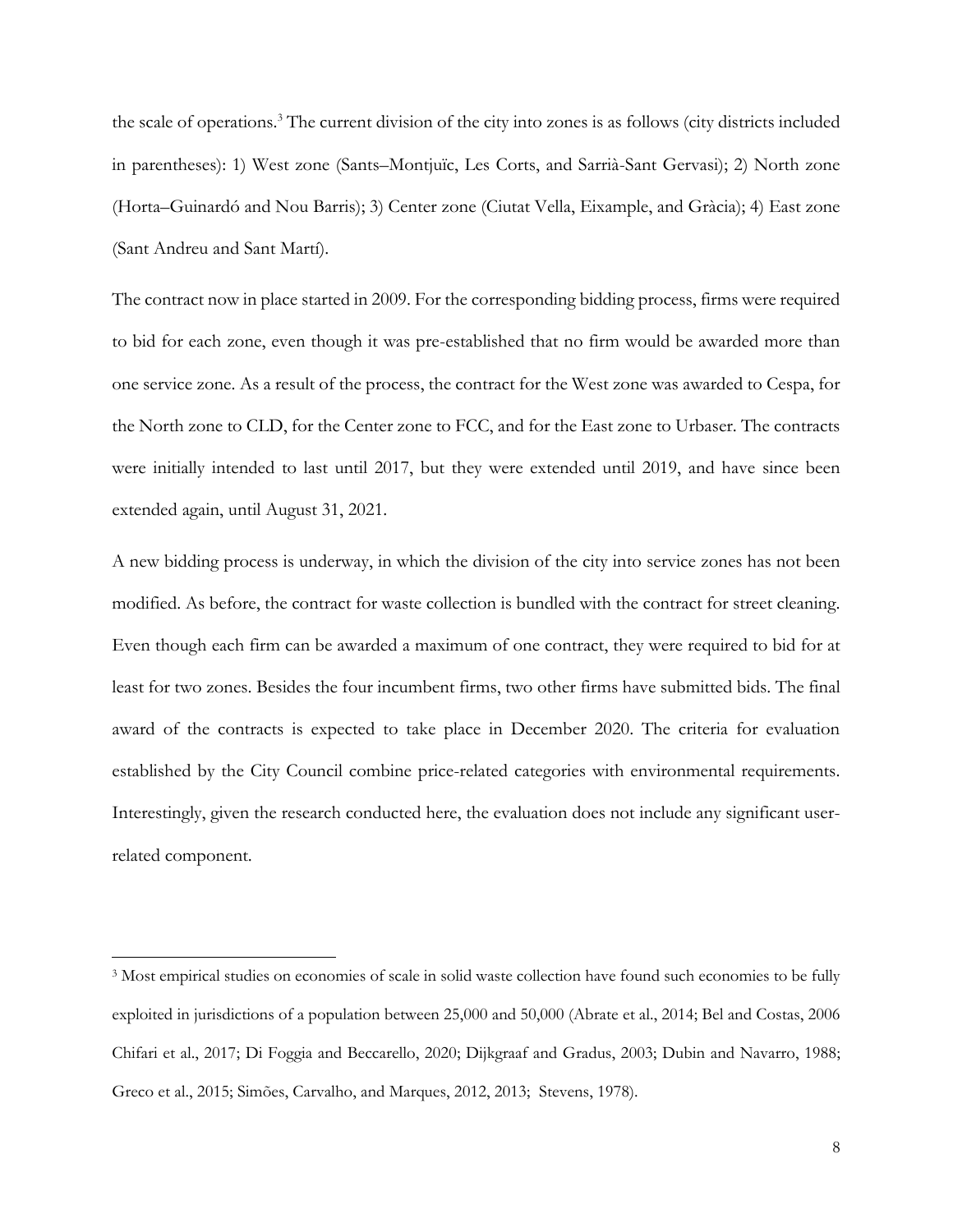the scale of operations.[3] The current division of the city into zones is as follows (city districts included in parentheses): 1) West zone (Sants–Montjuïc, Les Corts, and Sarrià-Sant Gervasi); 2) North zone (Horta–Guinardó and Nou Barris); 3) Center zone (Ciutat Vella, Eixample, and Gràcia); 4) East zone (Sant Andreu and Sant Martí).

The contract now in place started in 2009. For the corresponding bidding process, firms were required to bid for each zone, even though it was pre-established that no firm would be awarded more than one service zone. As a result of the process, the contract for the West zone was awarded to Cespa, for the North zone to CLD, for the Center zone to FCC, and for the East zone to Urbaser. The contracts were initially intended to last until 2017, but they were extended until 2019, and have since been extended again, until August 31, 2021.

A new bidding process is underway, in which the division of the city into service zones has not been modified. As before, the contract for waste collection is bundled with the contract for street cleaning. Even though each firm can be awarded a maximum of one contract, they were required to bid for at least for two zones. Besides the four incumbent firms, two other firms have submitted bids. The final award of the contracts is expected to take place in December 2020. The criteria for evaluation established by the City Council combine price-related categories with environmental requirements. Interestingly, given the research conducted here, the evaluation does not include any significant user-related component.

---

[3] Most empirical studies on economies of scale in solid waste collection have found such economies to be fully exploited in jurisdictions of a population between 25,000 and 50,000 (Abrate et al., 2014; Bel and Costas, 2006 Chifari et al., 2017; Di Foggia and Beccarello, 2020; Dijkgraaf and Gradus, 2003; Dubin and Navarro, 1988; Greco et al., 2015; Simões, Carvalho, and Marques, 2012, 2013; Stevens, 1978).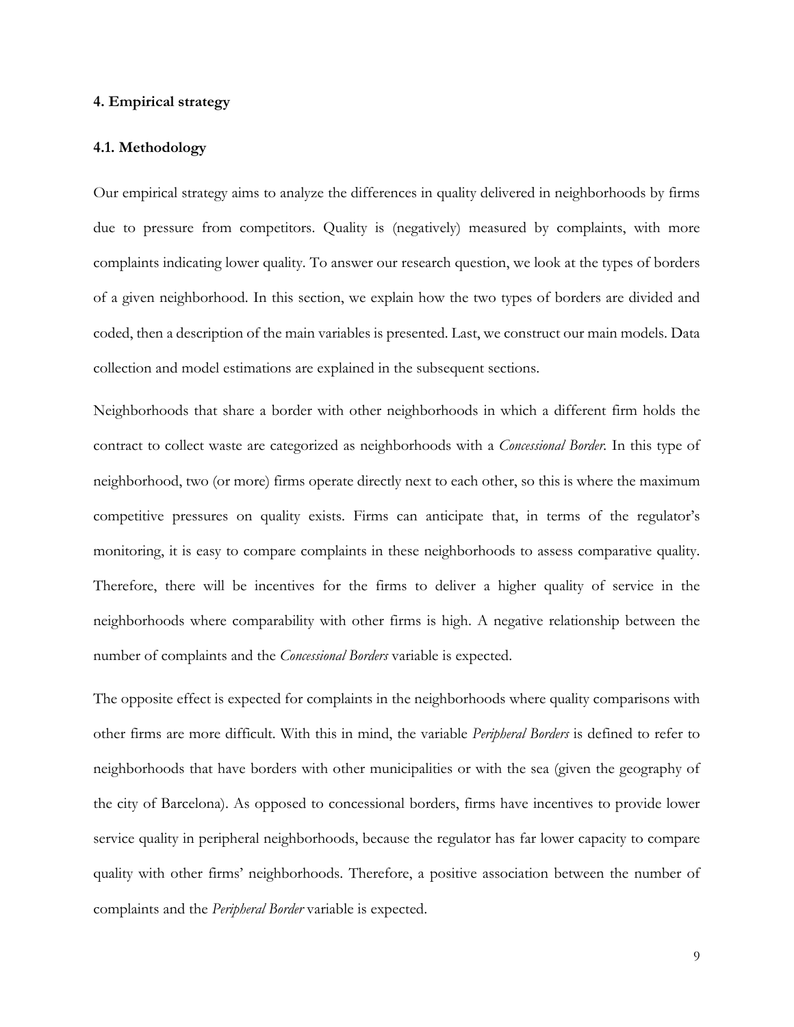## 4. Empirical strategy

### 4.1. Methodology

Our empirical strategy aims to analyze the differences in quality delivered in neighborhoods by firms due to pressure from competitors. Quality is (negatively) measured by complaints, with more complaints indicating lower quality. To answer our research question, we look at the types of borders of a given neighborhood. In this section, we explain how the two types of borders are divided and coded, then a description of the main variables is presented. Last, we construct our main models. Data collection and model estimations are explained in the subsequent sections.

Neighborhoods that share a border with other neighborhoods in which a different firm holds the contract to collect waste are categorized as neighborhoods with a *Concessional Border*. In this type of neighborhood, two (or more) firms operate directly next to each other, so this is where the maximum competitive pressures on quality exists. Firms can anticipate that, in terms of the regulator's monitoring, it is easy to compare complaints in these neighborhoods to assess comparative quality. Therefore, there will be incentives for the firms to deliver a higher quality of service in the neighborhoods where comparability with other firms is high. A negative relationship between the number of complaints and the *Concessional Borders* variable is expected.

The opposite effect is expected for complaints in the neighborhoods where quality comparisons with other firms are more difficult. With this in mind, the variable *Peripheral Borders* is defined to refer to neighborhoods that have borders with other municipalities or with the sea (given the geography of the city of Barcelona). As opposed to concessional borders, firms have incentives to provide lower service quality in peripheral neighborhoods, because the regulator has far lower capacity to compare quality with other firms' neighborhoods. Therefore, a positive association between the number of complaints and the *Peripheral Border* variable is expected.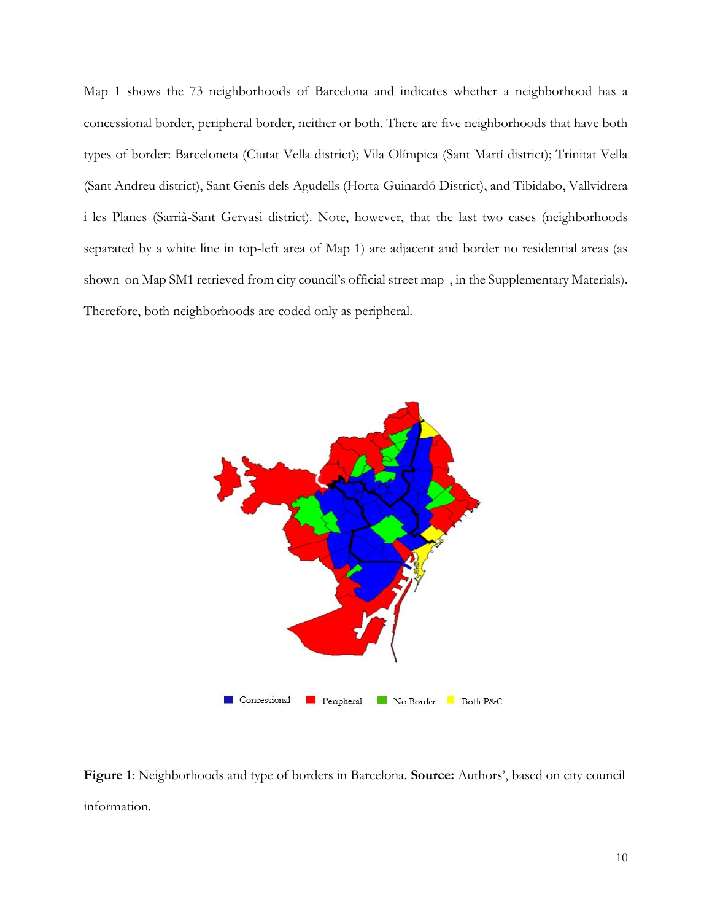Map 1 shows the 73 neighborhoods of Barcelona and indicates whether a neighborhood has a concessional border, peripheral border, neither or both. There are five neighborhoods that have both types of border: Barceloneta (Ciutat Vella district); Vila Olímpica (Sant Martí district); Trinitat Vella (Sant Andreu district), Sant Genís dels Agudells (Horta-Guinardó District), and Tibidabo, Vallvidrera i les Planes (Sarrià-Sant Gervasi district). Note, however, that the last two cases (neighborhoods separated by a white line in top-left area of Map 1) are adjacent and border no residential areas (as shown on Map SM1 retrieved from city council's official street map , in the Supplementary Materials). Therefore, both neighborhoods are coded only as peripheral.

Concessional Peripheral No Border Both P&C

**Figure 1**: Neighborhoods and type of borders in Barcelona. **Source:** Authors', based on city council information.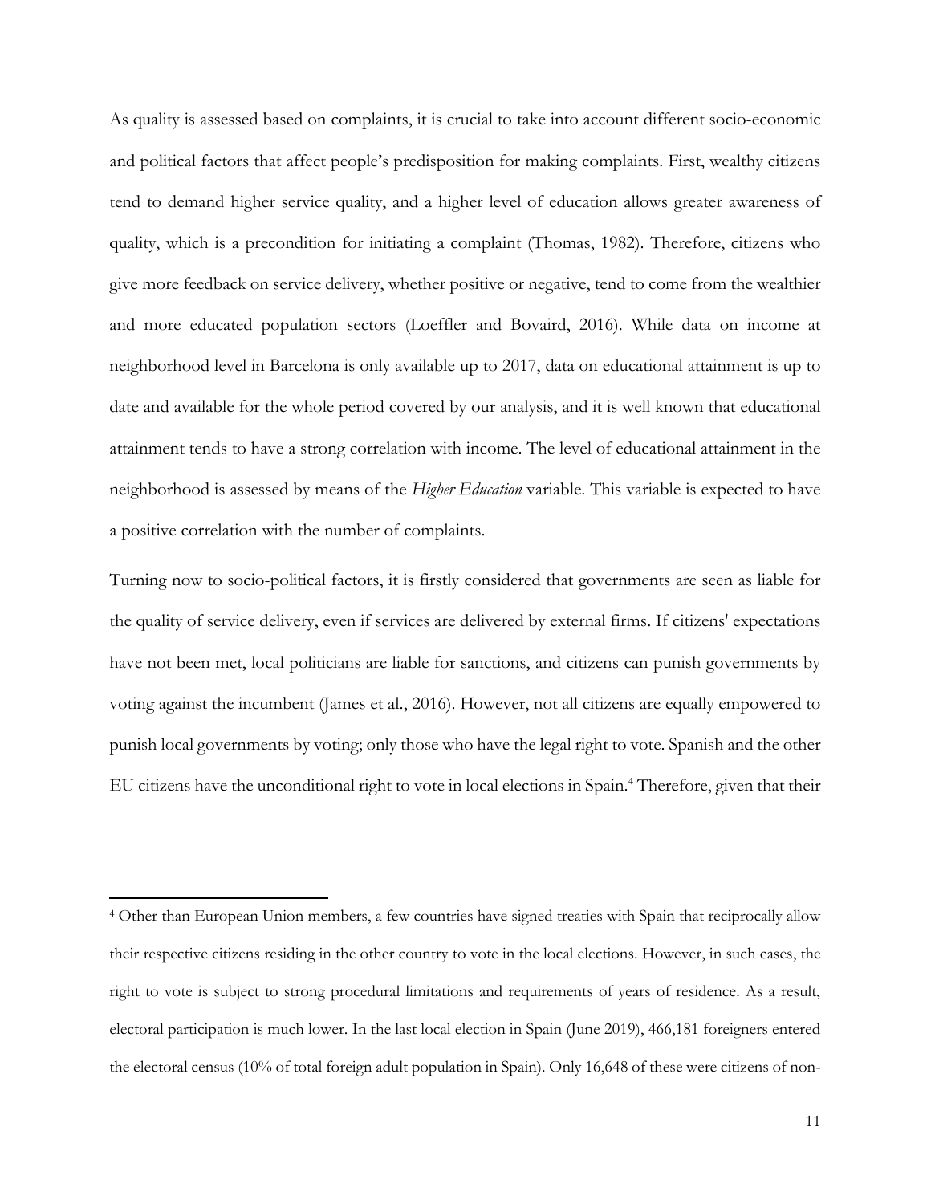As quality is assessed based on complaints, it is crucial to take into account different socio-economic and political factors that affect people's predisposition for making complaints. First, wealthy citizens tend to demand higher service quality, and a higher level of education allows greater awareness of quality, which is a precondition for initiating a complaint (Thomas, 1982). Therefore, citizens who give more feedback on service delivery, whether positive or negative, tend to come from the wealthier and more educated population sectors (Loeffler and Bovaird, 2016). While data on income at neighborhood level in Barcelona is only available up to 2017, data on educational attainment is up to date and available for the whole period covered by our analysis, and it is well known that educational attainment tends to have a strong correlation with income. The level of educational attainment in the neighborhood is assessed by means of the *Higher Education* variable. This variable is expected to have a positive correlation with the number of complaints.

Turning now to socio-political factors, it is firstly considered that governments are seen as liable for the quality of service delivery, even if services are delivered by external firms. If citizens' expectations have not been met, local politicians are liable for sanctions, and citizens can punish governments by voting against the incumbent (James et al., 2016). However, not all citizens are equally empowered to punish local governments by voting; only those who have the legal right to vote. Spanish and the other EU citizens have the unconditional right to vote in local elections in Spain.[4] Therefore, given that their

[4] Other than European Union members, a few countries have signed treaties with Spain that reciprocally allow their respective citizens residing in the other country to vote in the local elections. However, in such cases, the right to vote is subject to strong procedural limitations and requirements of years of residence. As a result, electoral participation is much lower. In the last local election in Spain (June 2019), 466,181 foreigners entered the electoral census (10% of total foreign adult population in Spain). Only 16,648 of these were citizens of non-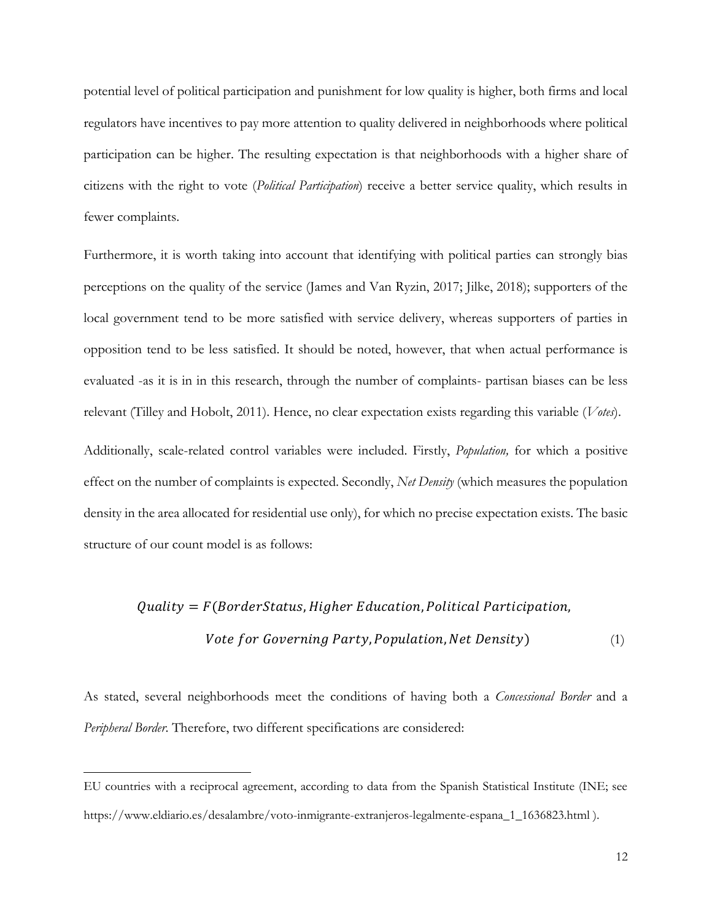potential level of political participation and punishment for low quality is higher, both firms and local regulators have incentives to pay more attention to quality delivered in neighborhoods where political participation can be higher. The resulting expectation is that neighborhoods with a higher share of citizens with the right to vote (*Political Participation*) receive a better service quality, which results in fewer complaints.

Furthermore, it is worth taking into account that identifying with political parties can strongly bias perceptions on the quality of the service (James and Van Ryzin, 2017; Jilke, 2018); supporters of the local government tend to be more satisfied with service delivery, whereas supporters of parties in opposition tend to be less satisfied. It should be noted, however, that when actual performance is evaluated -as it is in in this research, through the number of complaints- partisan biases can be less relevant (Tilley and Hobolt, 2011). Hence, no clear expectation exists regarding this variable (*Votes*).

Additionally, scale-related control variables were included. Firstly, *Population,* for which a positive effect on the number of complaints is expected. Secondly, *Net Density* (which measures the population density in the area allocated for residential use only), for which no precise expectation exists. The basic structure of our count model is as follows:

$$Quality = F(BorderStatus, Higher\ Education, Political\ Participation,$$
$$Vote\ for\ Governing\ Party, Population, Net\ Density) \tag{1}$$

As stated, several neighborhoods meet the conditions of having both a *Concessional Border* and a *Peripheral Border*. Therefore, two different specifications are considered:

---

EU countries with a reciprocal agreement, according to data from the Spanish Statistical Institute (INE; see https://www.eldiario.es/desalambre/voto-inmigrante-extranjeros-legalmente-espana_1_1636823.html ).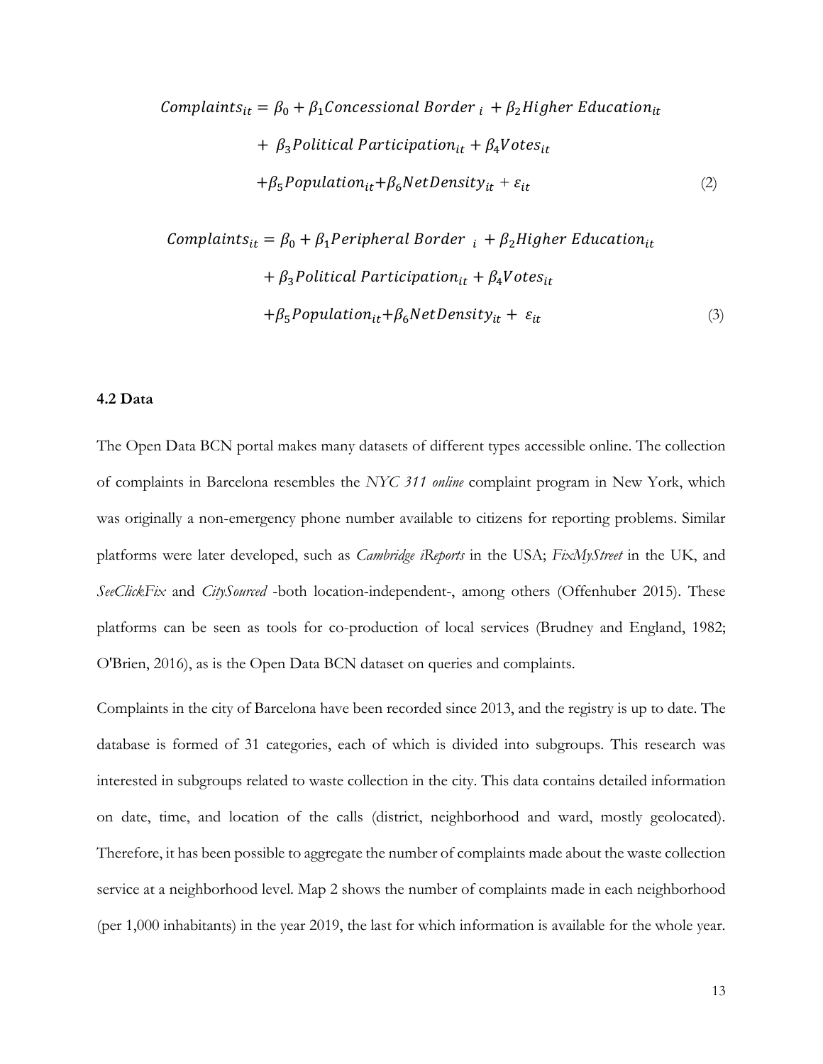$$
\begin{aligned}
Complaints_{it} = \beta_0 + \beta_1 Concessional\ Border_{\ i} + \beta_2 Higher\ Education_{it} \\
+\ \beta_3 Political\ Participation_{it} + \beta_4 Votes_{it} \\
+\beta_5 Population_{it} + \beta_6 NetDensity_{it} + \varepsilon_{it}
\end{aligned} \tag{2}
$$

$$
\begin{aligned}
Complaints_{it} = \beta_0 + \beta_1 Peripheral\ Border_{\ i} + \beta_2 Higher\ Education_{it} \\
+\ \beta_3 Political\ Participation_{it} + \beta_4 Votes_{it} \\
+\beta_5 Population_{it} + \beta_6 NetDensity_{it} + \varepsilon_{it}
\end{aligned} \tag{3}
$$

### 4.2 Data

The Open Data BCN portal makes many datasets of different types accessible online. The collection of complaints in Barcelona resembles the *NYC 311 online* complaint program in New York, which was originally a non-emergency phone number available to citizens for reporting problems. Similar platforms were later developed, such as *Cambridge iReports* in the USA; *FixMyStreet* in the UK, and *SeeClickFix* and *CitySourced* -both location-independent-, among others (Offenhuber 2015). These platforms can be seen as tools for co-production of local services (Brudney and England, 1982; O'Brien, 2016), as is the Open Data BCN dataset on queries and complaints.

Complaints in the city of Barcelona have been recorded since 2013, and the registry is up to date. The database is formed of 31 categories, each of which is divided into subgroups. This research was interested in subgroups related to waste collection in the city. This data contains detailed information on date, time, and location of the calls (district, neighborhood and ward, mostly geolocated). Therefore, it has been possible to aggregate the number of complaints made about the waste collection service at a neighborhood level. Map 2 shows the number of complaints made in each neighborhood (per 1,000 inhabitants) in the year 2019, the last for which information is available for the whole year.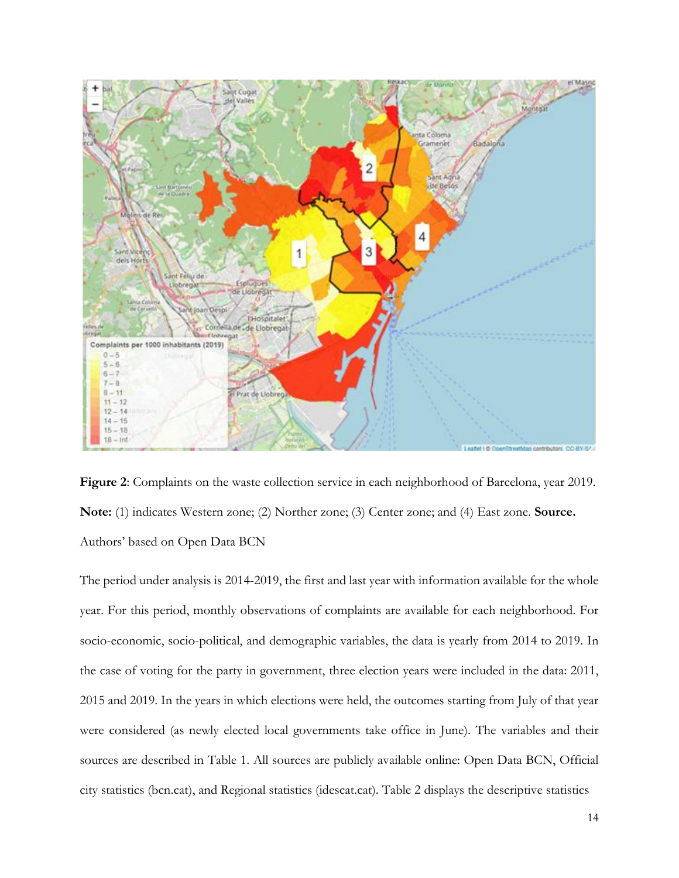**Figure 2**: Complaints on the waste collection service in each neighborhood of Barcelona, year 2019. **Note:** (1) indicates Western zone; (2) Norther zone; (3) Center zone; and (4) East zone. **Source.** Authors' based on Open Data BCN

The period under analysis is 2014-2019, the first and last year with information available for the whole year. For this period, monthly observations of complaints are available for each neighborhood. For socio-economic, socio-political, and demographic variables, the data is yearly from 2014 to 2019. In the case of voting for the party in government, three election years were included in the data: 2011, 2015 and 2019. In the years in which elections were held, the outcomes starting from July of that year were considered (as newly elected local governments take office in June). The variables and their sources are described in Table 1. All sources are publicly available online: Open Data BCN, Official city statistics (bcn.cat), and Regional statistics (idescat.cat). Table 2 displays the descriptive statistics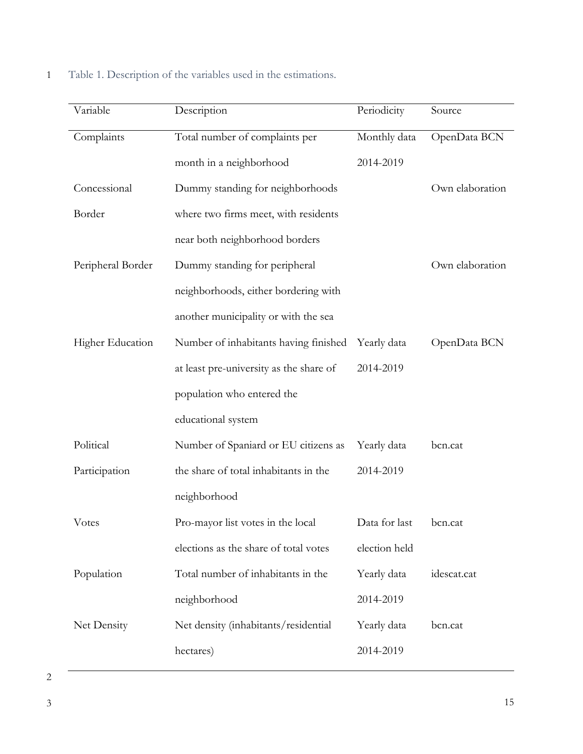Table 1. Description of the variables used in the estimations.

| Variable | Description | Periodicity | Source |
|---|---|---|---|
| Complaints | Total number of complaints per month in a neighborhood | Monthly data 2014-2019 | OpenData BCN |
| Concessional Border | Dummy standing for neighborhoods where two firms meet, with residents near both neighborhood borders | | Own elaboration |
| Peripheral Border | Dummy standing for peripheral neighborhoods, either bordering with another municipality or with the sea | | Own elaboration |
| Higher Education | Number of inhabitants having finished at least pre-university as the share of population who entered the educational system | Yearly data 2014-2019 | OpenData BCN |
| Political Participation | Number of Spaniard or EU citizens as the share of total inhabitants in the neighborhood | Yearly data 2014-2019 | bcn.cat |
| Votes | Pro-mayor list votes in the local elections as the share of total votes | Data for last election held | bcn.cat |
| Population | Total number of inhabitants in the neighborhood | Yearly data 2014-2019 | idescat.cat |
| Net Density | Net density (inhabitants/residential hectares) | Yearly data 2014-2019 | bcn.cat |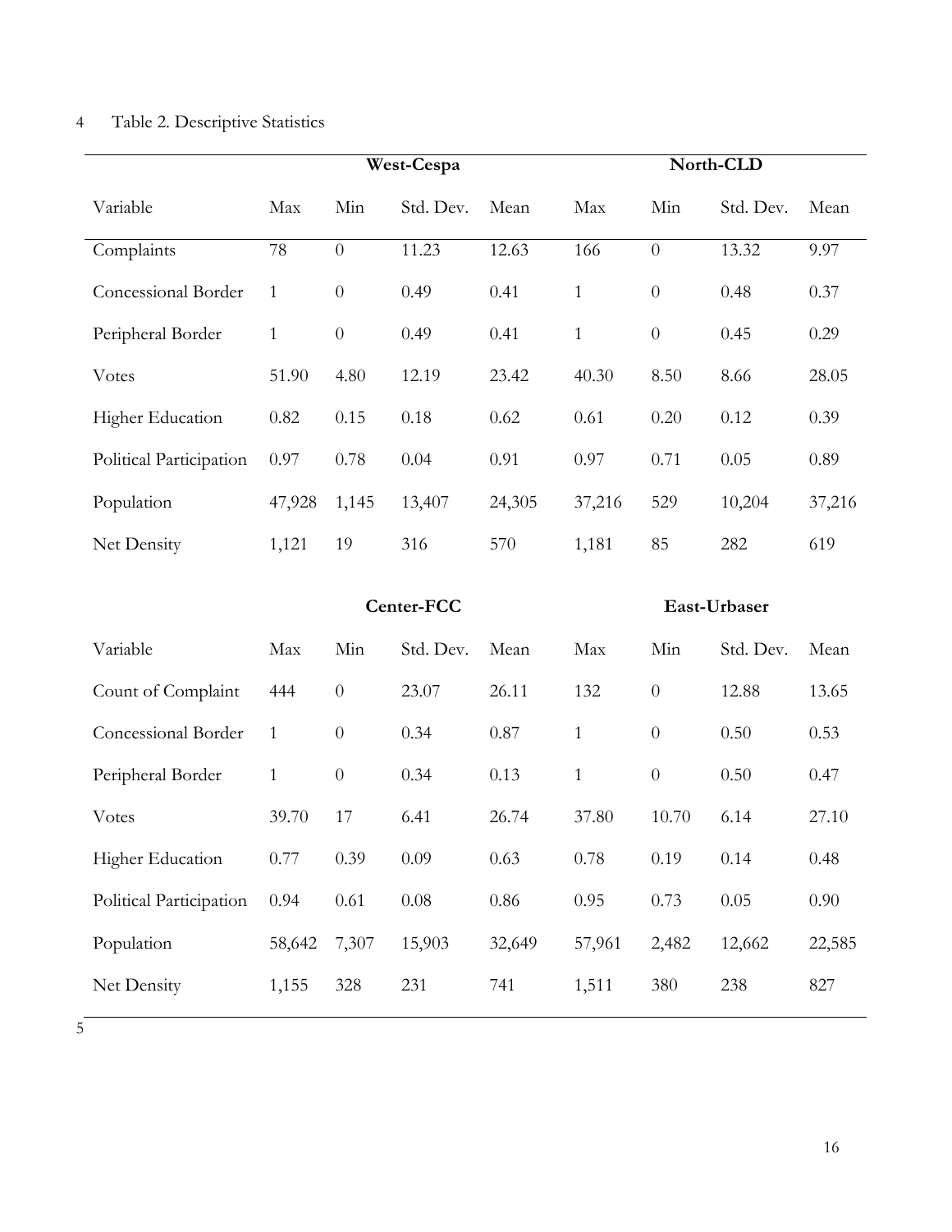Table 2. Descriptive Statistics

| | West-Cespa | | | | North-CLD | | | |
|---|---|---|---|---|---|---|---|---|
| Variable | Max | Min | Std. Dev. | Mean | Max | Min | Std. Dev. | Mean |
| Complaints | 78 | 0 | 11.23 | 12.63 | 166 | 0 | 13.32 | 9.97 |
| Concessional Border | 1 | 0 | 0.49 | 0.41 | 1 | 0 | 0.48 | 0.37 |
| Peripheral Border | 1 | 0 | 0.49 | 0.41 | 1 | 0 | 0.45 | 0.29 |
| Votes | 51.90 | 4.80 | 12.19 | 23.42 | 40.30 | 8.50 | 8.66 | 28.05 |
| Higher Education | 0.82 | 0.15 | 0.18 | 0.62 | 0.61 | 0.20 | 0.12 | 0.39 |
| Political Participation | 0.97 | 0.78 | 0.04 | 0.91 | 0.97 | 0.71 | 0.05 | 0.89 |
| Population | 47,928 | 1,145 | 13,407 | 24,305 | 37,216 | 529 | 10,204 | 37,216 |
| Net Density | 1,121 | 19 | 316 | 570 | 1,181 | 85 | 282 | 619 |
| | **Center-FCC** | | | | **East-Urbaser** | | | |
| Variable | Max | Min | Std. Dev. | Mean | Max | Min | Std. Dev. | Mean |
| Count of Complaint | 444 | 0 | 23.07 | 26.11 | 132 | 0 | 12.88 | 13.65 |
| Concessional Border | 1 | 0 | 0.34 | 0.87 | 1 | 0 | 0.50 | 0.53 |
| Peripheral Border | 1 | 0 | 0.34 | 0.13 | 1 | 0 | 0.50 | 0.47 |
| Votes | 39.70 | 17 | 6.41 | 26.74 | 37.80 | 10.70 | 6.14 | 27.10 |
| Higher Education | 0.77 | 0.39 | 0.09 | 0.63 | 0.78 | 0.19 | 0.14 | 0.48 |
| Political Participation | 0.94 | 0.61 | 0.08 | 0.86 | 0.95 | 0.73 | 0.05 | 0.90 |
| Population | 58,642 | 7,307 | 15,903 | 32,649 | 57,961 | 2,482 | 12,662 | 22,585 |
| Net Density | 1,155 | 328 | 231 | 741 | 1,511 | 380 | 238 | 827 |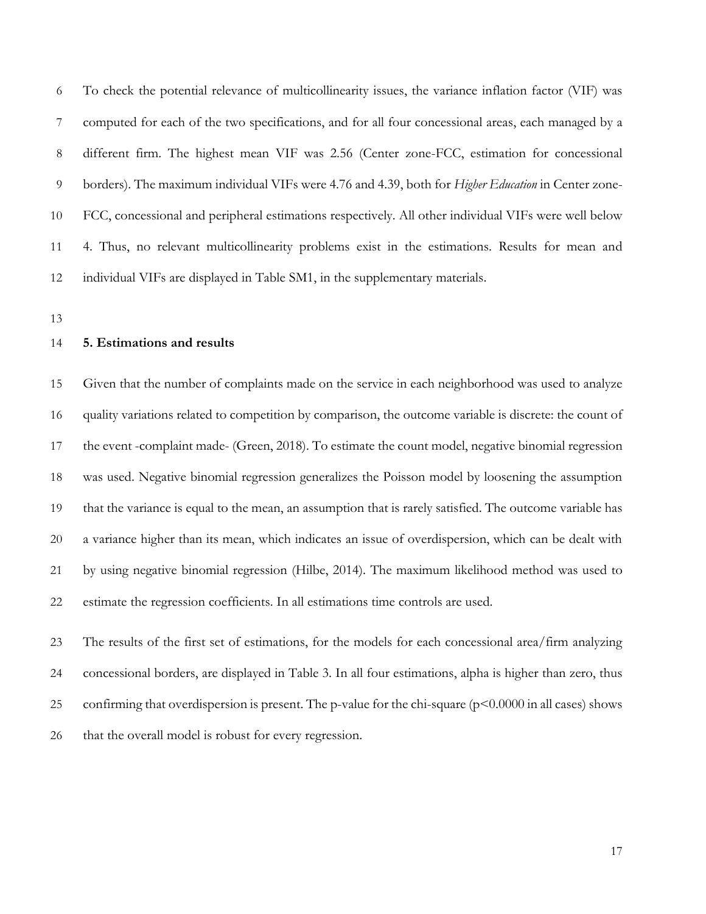To check the potential relevance of multicollinearity issues, the variance inflation factor (VIF) was computed for each of the two specifications, and for all four concessional areas, each managed by a different firm. The highest mean VIF was 2.56 (Center zone-FCC, estimation for concessional borders). The maximum individual VIFs were 4.76 and 4.39, both for *Higher Education* in Center zone-FCC, concessional and peripheral estimations respectively. All other individual VIFs were well below 4. Thus, no relevant multicollinearity problems exist in the estimations. Results for mean and individual VIFs are displayed in Table SM1, in the supplementary materials.

## 5. Estimations and results

Given that the number of complaints made on the service in each neighborhood was used to analyze quality variations related to competition by comparison, the outcome variable is discrete: the count of the event -complaint made- (Green, 2018). To estimate the count model, negative binomial regression was used. Negative binomial regression generalizes the Poisson model by loosening the assumption that the variance is equal to the mean, an assumption that is rarely satisfied. The outcome variable has a variance higher than its mean, which indicates an issue of overdispersion, which can be dealt with by using negative binomial regression (Hilbe, 2014). The maximum likelihood method was used to estimate the regression coefficients. In all estimations time controls are used.

The results of the first set of estimations, for the models for each concessional area/firm analyzing concessional borders, are displayed in Table 3. In all four estimations, alpha is higher than zero, thus confirming that overdispersion is present. The p-value for the chi-square ($p<0.0000$ in all cases) shows that the overall model is robust for every regression.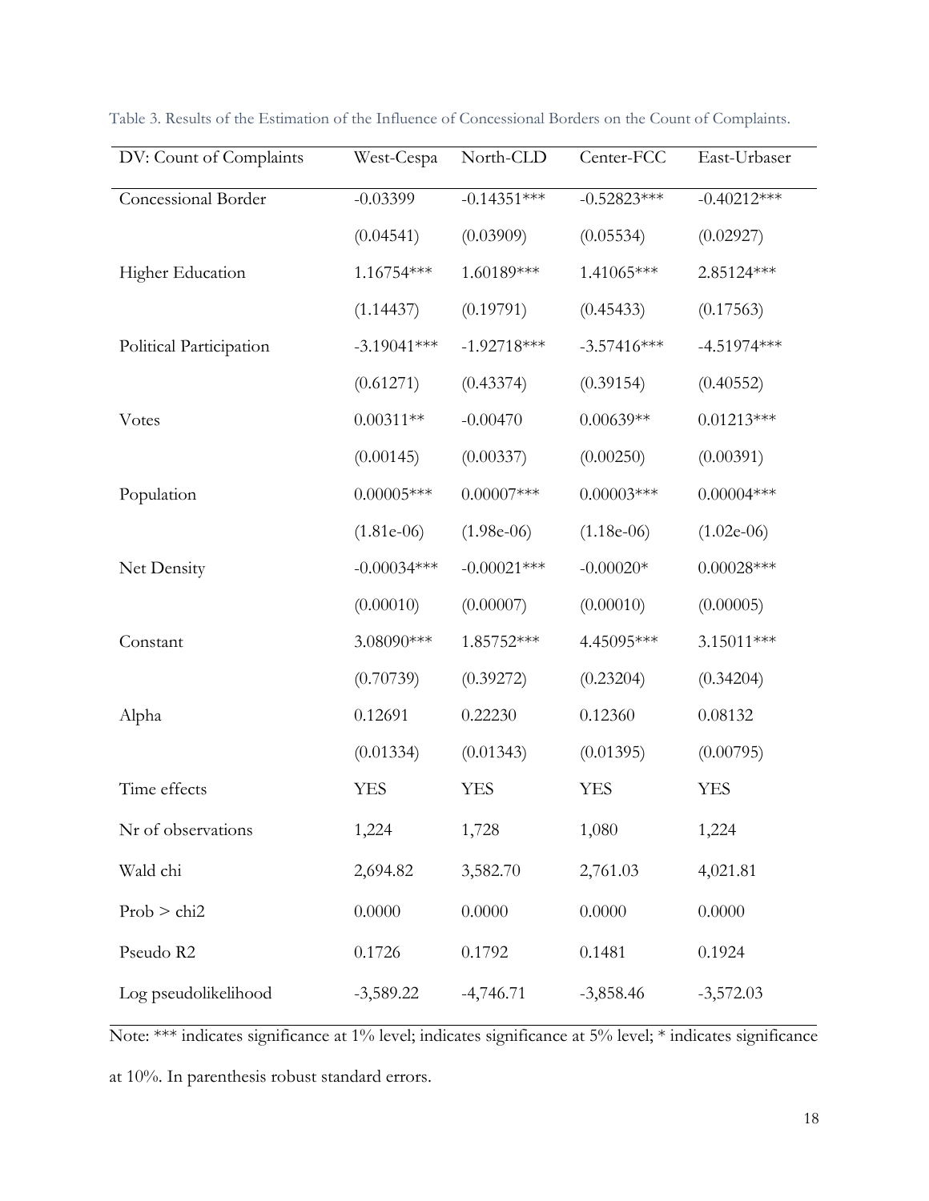Table 3. Results of the Estimation of the Influence of Concessional Borders on the Count of Complaints.

| DV: Count of Complaints | West-Cespa | North-CLD | Center-FCC | East-Urbaser |
|---|---|---|---|---|
| Concessional Border | -0.03399 | -0.14351*** | -0.52823*** | -0.40212*** |
| | (0.04541) | (0.03909) | (0.05534) | (0.02927) |
| Higher Education | 1.16754*** | 1.60189*** | 1.41065*** | 2.85124*** |
| | (1.14437) | (0.19791) | (0.45433) | (0.17563) |
| Political Participation | -3.19041*** | -1.92718*** | -3.57416*** | -4.51974*** |
| | (0.61271) | (0.43374) | (0.39154) | (0.40552) |
| Votes | 0.00311** | -0.00470 | 0.00639** | 0.01213*** |
| | (0.00145) | (0.00337) | (0.00250) | (0.00391) |
| Population | 0.00005*** | 0.00007*** | 0.00003*** | 0.00004*** |
| | (1.81e-06) | (1.98e-06) | (1.18e-06) | (1.02e-06) |
| Net Density | -0.00034*** | -0.00021*** | -0.00020* | 0.00028*** |
| | (0.00010) | (0.00007) | (0.00010) | (0.00005) |
| Constant | 3.08090*** | 1.85752*** | 4.45095*** | 3.15011*** |
| | (0.70739) | (0.39272) | (0.23204) | (0.34204) |
| Alpha | 0.12691 | 0.22230 | 0.12360 | 0.08132 |
| | (0.01334) | (0.01343) | (0.01395) | (0.00795) |
| Time effects | YES | YES | YES | YES |
| Nr of observations | 1,224 | 1,728 | 1,080 | 1,224 |
| Wald chi | 2,694.82 | 3,582.70 | 2,761.03 | 4,021.81 |
| Prob > chi2 | 0.0000 | 0.0000 | 0.0000 | 0.0000 |
| Pseudo R2 | 0.1726 | 0.1792 | 0.1481 | 0.1924 |
| Log pseudolikelihood | -3,589.22 | -4,746.71 | -3,858.46 | -3,572.03 |

Note: *** indicates significance at 1% level; indicates significance at 5% level; * indicates significance at 10%. In parenthesis robust standard errors.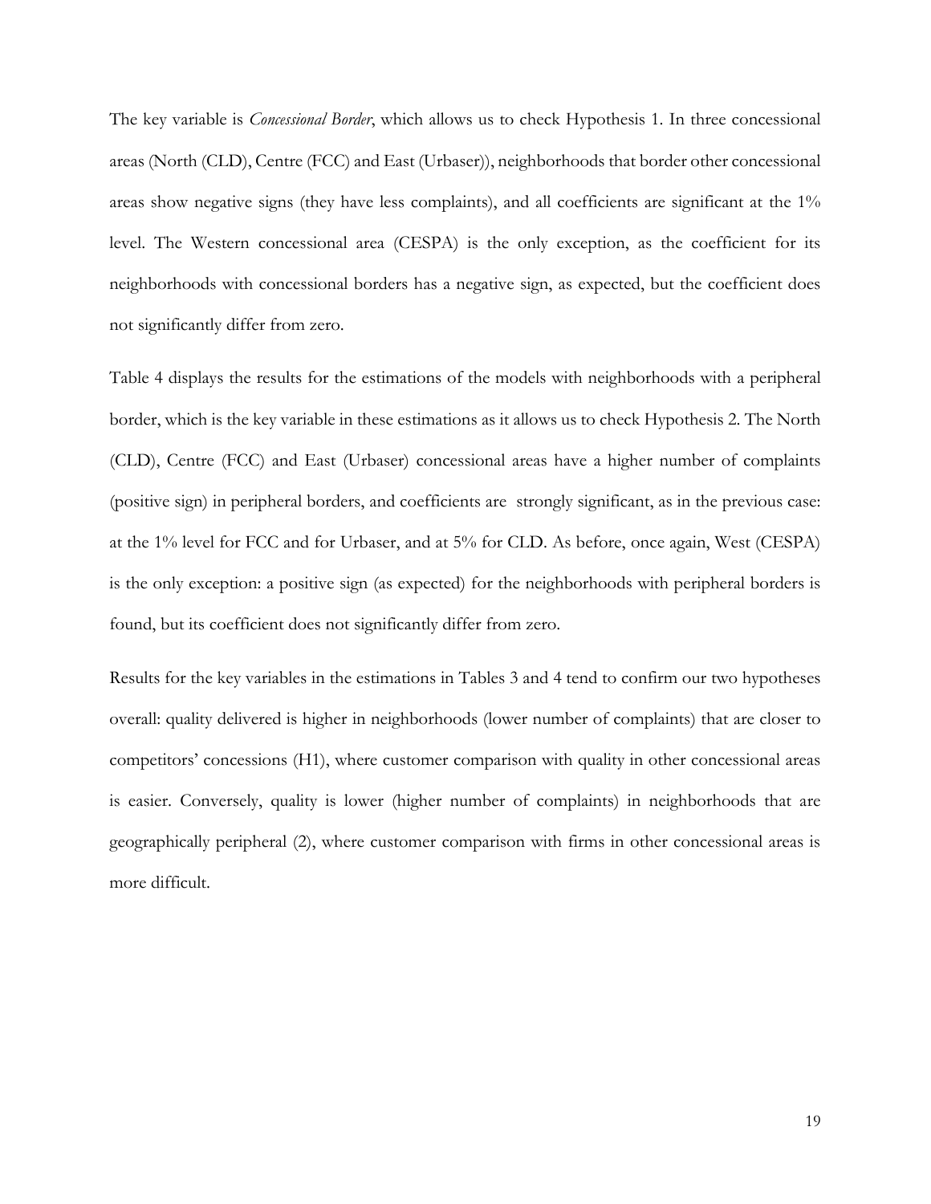The key variable is *Concessional Border*, which allows us to check Hypothesis 1. In three concessional areas (North (CLD), Centre (FCC) and East (Urbaser)), neighborhoods that border other concessional areas show negative signs (they have less complaints), and all coefficients are significant at the 1% level. The Western concessional area (CESPA) is the only exception, as the coefficient for its neighborhoods with concessional borders has a negative sign, as expected, but the coefficient does not significantly differ from zero.

Table 4 displays the results for the estimations of the models with neighborhoods with a peripheral border, which is the key variable in these estimations as it allows us to check Hypothesis 2. The North (CLD), Centre (FCC) and East (Urbaser) concessional areas have a higher number of complaints (positive sign) in peripheral borders, and coefficients are strongly significant, as in the previous case: at the 1% level for FCC and for Urbaser, and at 5% for CLD. As before, once again, West (CESPA) is the only exception: a positive sign (as expected) for the neighborhoods with peripheral borders is found, but its coefficient does not significantly differ from zero.

Results for the key variables in the estimations in Tables 3 and 4 tend to confirm our two hypotheses overall: quality delivered is higher in neighborhoods (lower number of complaints) that are closer to competitors' concessions (H1), where customer comparison with quality in other concessional areas is easier. Conversely, quality is lower (higher number of complaints) in neighborhoods that are geographically peripheral (2), where customer comparison with firms in other concessional areas is more difficult.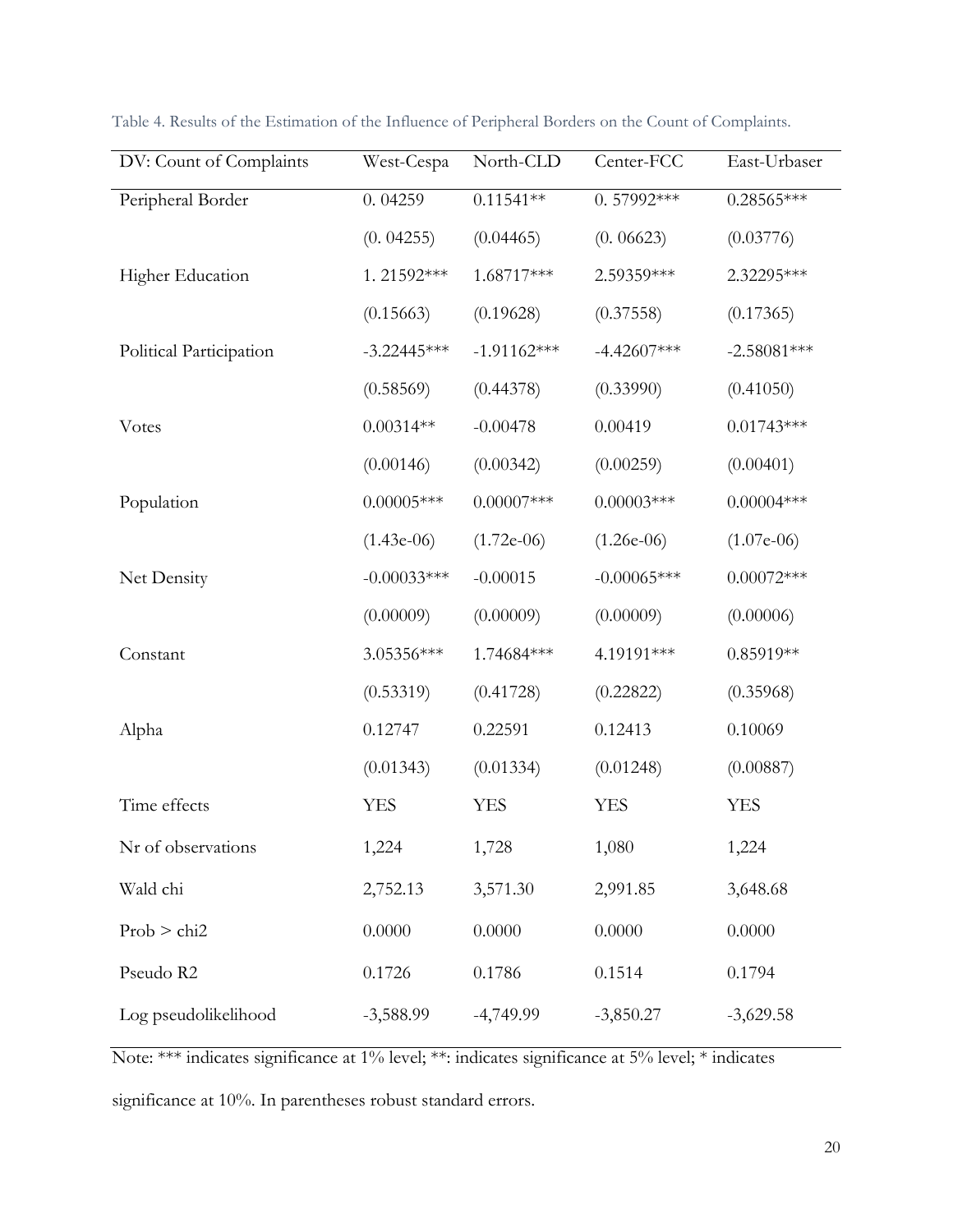Table 4. Results of the Estimation of the Influence of Peripheral Borders on the Count of Complaints.

| DV: Count of Complaints | West-Cespa | North-CLD | Center-FCC | East-Urbaser |
|---|---|---|---|---|
| Peripheral Border | 0. 04259 | 0.11541** | 0. 57992*** | 0.28565*** |
| | (0. 04255) | (0.04465) | (0. 06623) | (0.03776) |
| Higher Education | 1. 21592*** | 1.68717*** | 2.59359*** | 2.32295*** |
| | (0.15663) | (0.19628) | (0.37558) | (0.17365) |
| Political Participation | -3.22445*** | -1.91162*** | -4.42607*** | -2.58081*** |
| | (0.58569) | (0.44378) | (0.33990) | (0.41050) |
| Votes | 0.00314** | -0.00478 | 0.00419 | 0.01743*** |
| | (0.00146) | (0.00342) | (0.00259) | (0.00401) |
| Population | 0.00005*** | 0.00007*** | 0.00003*** | 0.00004*** |
| | (1.43e-06) | (1.72e-06) | (1.26e-06) | (1.07e-06) |
| Net Density | -0.00033*** | -0.00015 | -0.00065*** | 0.00072*** |
| | (0.00009) | (0.00009) | (0.00009) | (0.00006) |
| Constant | 3.05356*** | 1.74684*** | 4.19191*** | 0.85919** |
| | (0.53319) | (0.41728) | (0.22822) | (0.35968) |
| Alpha | 0.12747 | 0.22591 | 0.12413 | 0.10069 |
| | (0.01343) | (0.01334) | (0.01248) | (0.00887) |
| Time effects | YES | YES | YES | YES |
| Nr of observations | 1,224 | 1,728 | 1,080 | 1,224 |
| Wald chi | 2,752.13 | 3,571.30 | 2,991.85 | 3,648.68 |
| Prob > chi2 | 0.0000 | 0.0000 | 0.0000 | 0.0000 |
| Pseudo R2 | 0.1726 | 0.1786 | 0.1514 | 0.1794 |
| Log pseudolikelihood | -3,588.99 | -4,749.99 | -3,850.27 | -3,629.58 |

Note: *** indicates significance at 1% level; **: indicates significance at 5% level; * indicates significance at 10%. In parentheses robust standard errors.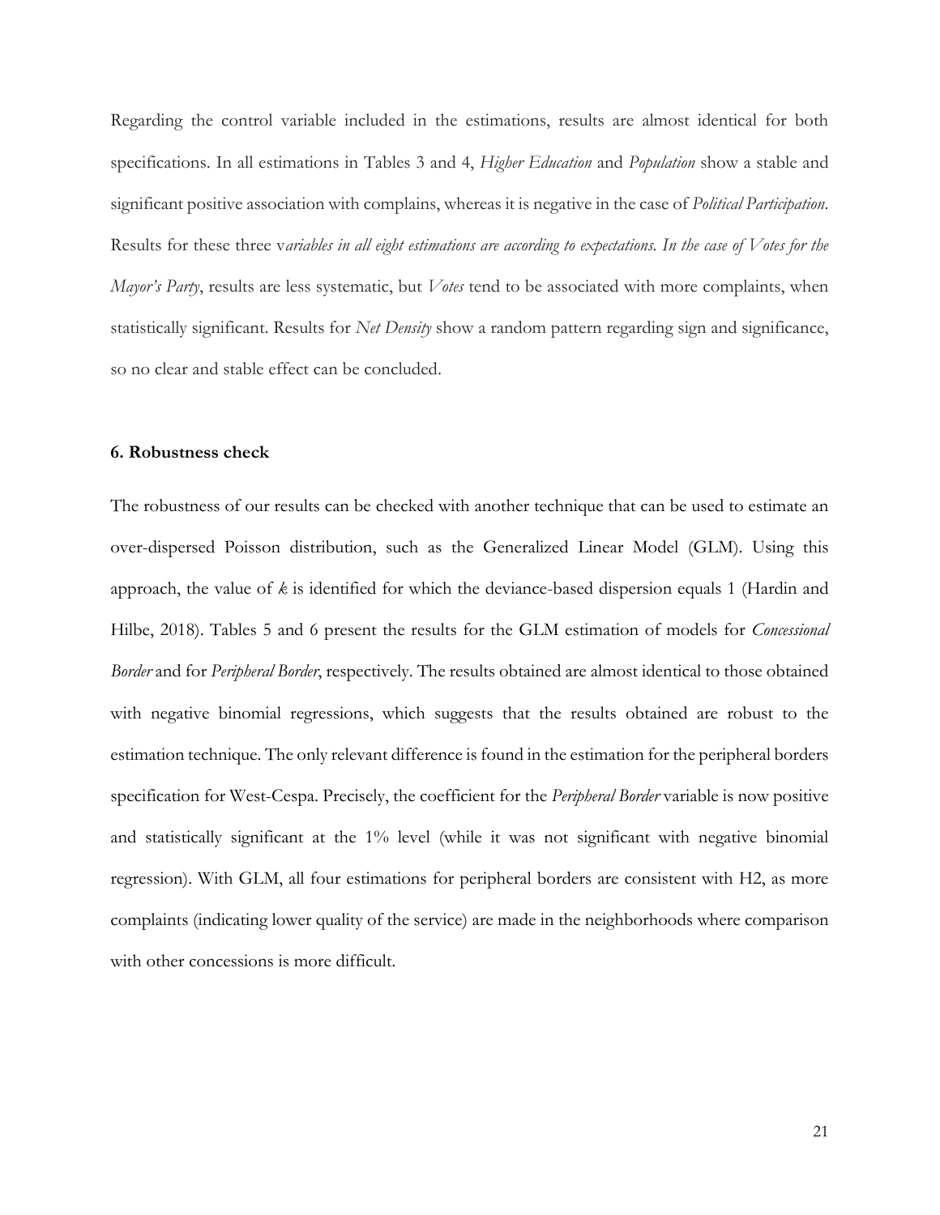Regarding the control variable included in the estimations, results are almost identical for both specifications. In all estimations in Tables 3 and 4, *Higher Education* and *Population* show a stable and significant positive association with complains, whereas it is negative in the case of *Political Participation*. Results for these three v*ariables in all eight estimations are according to expectations. In the case of Votes for the Mayor's Party*, results are less systematic, but *Votes* tend to be associated with more complaints, when statistically significant. Results for *Net Density* show a random pattern regarding sign and significance, so no clear and stable effect can be concluded.

### 6. Robustness check

The robustness of our results can be checked with another technique that can be used to estimate an over-dispersed Poisson distribution, such as the Generalized Linear Model (GLM). Using this approach, the value of $k$ is identified for which the deviance-based dispersion equals 1 (Hardin and Hilbe, 2018). Tables 5 and 6 present the results for the GLM estimation of models for *Concessional Border* and for *Peripheral Border*, respectively. The results obtained are almost identical to those obtained with negative binomial regressions, which suggests that the results obtained are robust to the estimation technique. The only relevant difference is found in the estimation for the peripheral borders specification for West-Cespa. Precisely, the coefficient for the *Peripheral Border* variable is now positive and statistically significant at the 1% level (while it was not significant with negative binomial regression). With GLM, all four estimations for peripheral borders are consistent with H2, as more complaints (indicating lower quality of the service) are made in the neighborhoods where comparison with other concessions is more difficult.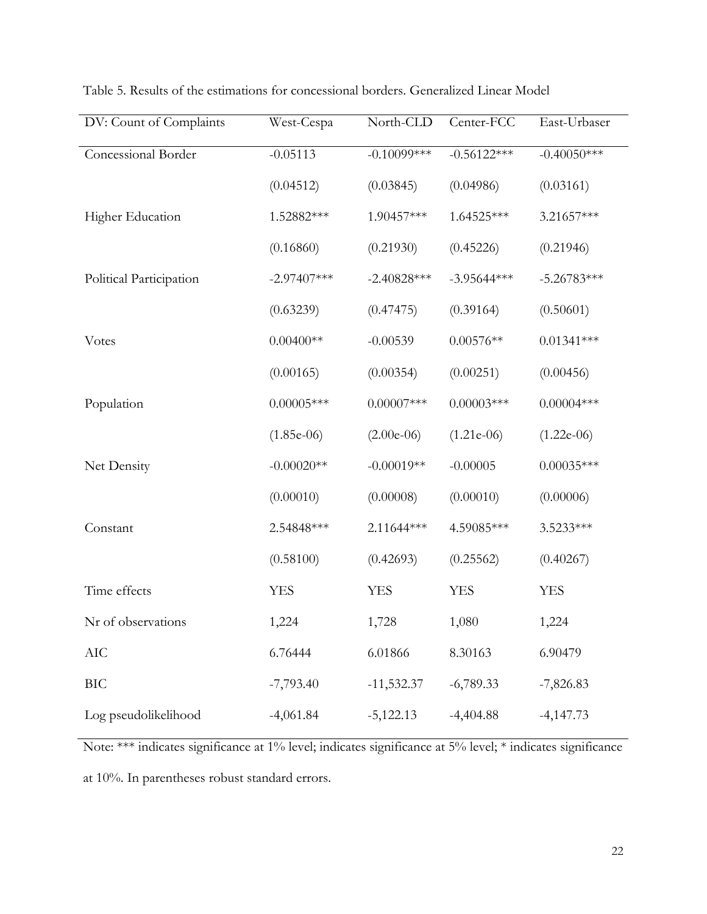Table 5. Results of the estimations for concessional borders. Generalized Linear Model

| DV: Count of Complaints | West-Cespa | North-CLD | Center-FCC | East-Urbaser |
|---|---|---|---|---|
| Concessional Border | -0.05113 | -0.10099*** | -0.56122*** | -0.40050*** |
| | (0.04512) | (0.03845) | (0.04986) | (0.03161) |
| Higher Education | 1.52882*** | 1.90457*** | 1.64525*** | 3.21657*** |
| | (0.16860) | (0.21930) | (0.45226) | (0.21946) |
| Political Participation | -2.97407*** | -2.40828*** | -3.95644*** | -5.26783*** |
| | (0.63239) | (0.47475) | (0.39164) | (0.50601) |
| Votes | 0.00400** | -0.00539 | 0.00576** | 0.01341*** |
| | (0.00165) | (0.00354) | (0.00251) | (0.00456) |
| Population | 0.00005*** | 0.00007*** | 0.00003*** | 0.00004*** |
| | (1.85e-06) | (2.00e-06) | (1.21e-06) | (1.22e-06) |
| Net Density | -0.00020** | -0.00019** | -0.00005 | 0.00035*** |
| | (0.00010) | (0.00008) | (0.00010) | (0.00006) |
| Constant | 2.54848*** | 2.11644*** | 4.59085*** | 3.5233*** |
| | (0.58100) | (0.42693) | (0.25562) | (0.40267) |
| Time effects | YES | YES | YES | YES |
| Nr of observations | 1,224 | 1,728 | 1,080 | 1,224 |
| AIC | 6.76444 | 6.01866 | 8.30163 | 6.90479 |
| BIC | -7,793.40 | -11,532.37 | -6,789.33 | -7,826.83 |
| Log pseudolikelihood | -4,061.84 | -5,122.13 | -4,404.88 | -4,147.73 |

Note: *** indicates significance at 1% level; indicates significance at 5% level; * indicates significance at 10%. In parentheses robust standard errors.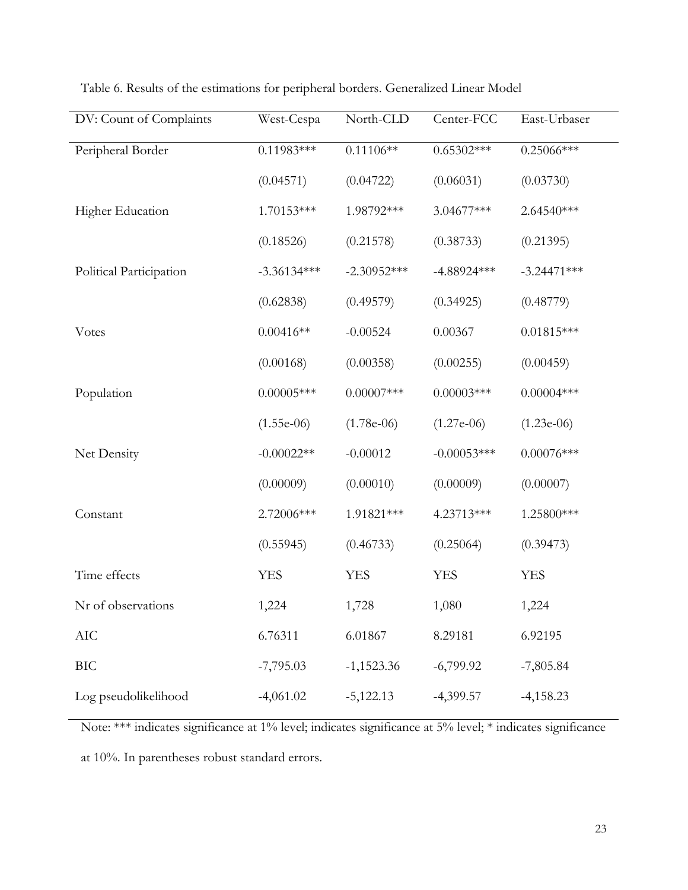Table 6. Results of the estimations for peripheral borders. Generalized Linear Model

| DV: Count of Complaints | West-Cespa | North-CLD | Center-FCC | East-Urbaser |
|---|---|---|---|---|
| Peripheral Border | 0.11983*** | 0.11106** | 0.65302*** | 0.25066*** |
| | (0.04571) | (0.04722) | (0.06031) | (0.03730) |
| Higher Education | 1.70153*** | 1.98792*** | 3.04677*** | 2.64540*** |
| | (0.18526) | (0.21578) | (0.38733) | (0.21395) |
| Political Participation | -3.36134*** | -2.30952*** | -4.88924*** | -3.24471*** |
| | (0.62838) | (0.49579) | (0.34925) | (0.48779) |
| Votes | 0.00416** | -0.00524 | 0.00367 | 0.01815*** |
| | (0.00168) | (0.00358) | (0.00255) | (0.00459) |
| Population | 0.00005*** | 0.00007*** | 0.00003*** | 0.00004*** |
| | (1.55e-06) | (1.78e-06) | (1.27e-06) | (1.23e-06) |
| Net Density | -0.00022** | -0.00012 | -0.00053*** | 0.00076*** |
| | (0.00009) | (0.00010) | (0.00009) | (0.00007) |
| Constant | 2.72006*** | 1.91821*** | 4.23713*** | 1.25800*** |
| | (0.55945) | (0.46733) | (0.25064) | (0.39473) |
| Time effects | YES | YES | YES | YES |
| Nr of observations | 1,224 | 1,728 | 1,080 | 1,224 |
| AIC | 6.76311 | 6.01867 | 8.29181 | 6.92195 |
| BIC | -7,795.03 | -1,1523.36 | -6,799.92 | -7,805.84 |
| Log pseudolikelihood | -4,061.02 | -5,122.13 | -4,399.57 | -4,158.23 |

Note: *** indicates significance at 1% level; indicates significance at 5% level; * indicates significance at 10%. In parentheses robust standard errors.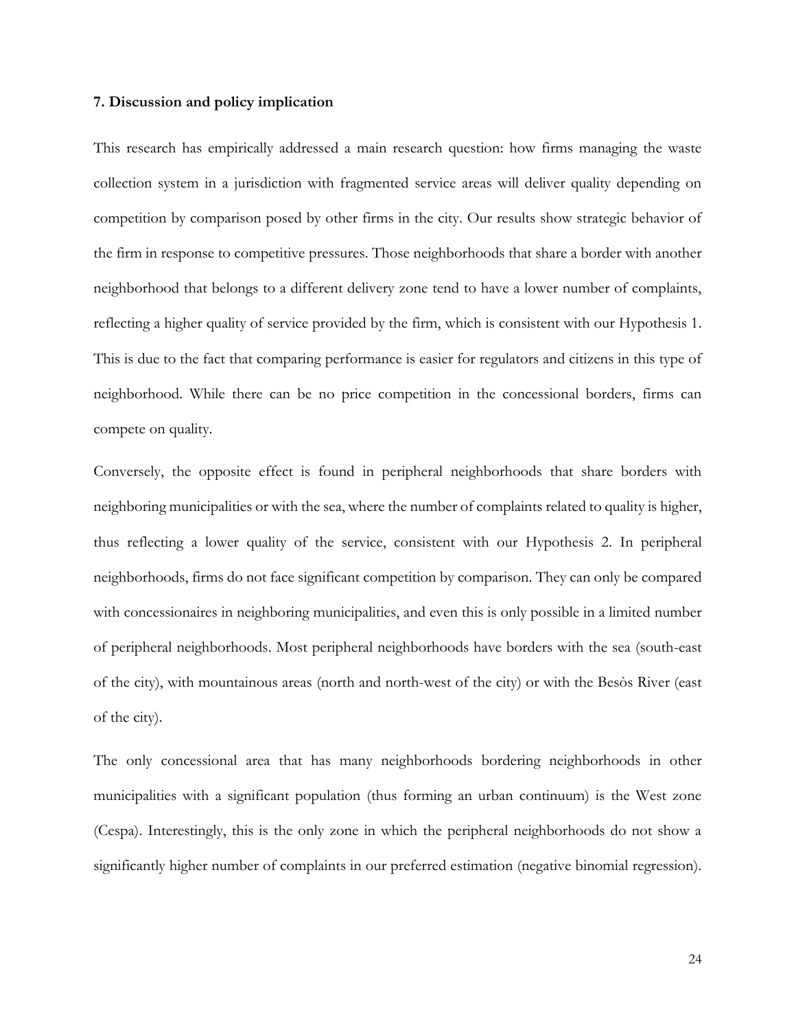## 7. Discussion and policy implication

This research has empirically addressed a main research question: how firms managing the waste collection system in a jurisdiction with fragmented service areas will deliver quality depending on competition by comparison posed by other firms in the city. Our results show strategic behavior of the firm in response to competitive pressures. Those neighborhoods that share a border with another neighborhood that belongs to a different delivery zone tend to have a lower number of complaints, reflecting a higher quality of service provided by the firm, which is consistent with our Hypothesis 1. This is due to the fact that comparing performance is easier for regulators and citizens in this type of neighborhood. While there can be no price competition in the concessional borders, firms can compete on quality.

Conversely, the opposite effect is found in peripheral neighborhoods that share borders with neighboring municipalities or with the sea, where the number of complaints related to quality is higher, thus reflecting a lower quality of the service, consistent with our Hypothesis 2. In peripheral neighborhoods, firms do not face significant competition by comparison. They can only be compared with concessionaires in neighboring municipalities, and even this is only possible in a limited number of peripheral neighborhoods. Most peripheral neighborhoods have borders with the sea (south-east of the city), with mountainous areas (north and north-west of the city) or with the Besòs River (east of the city).

The only concessional area that has many neighborhoods bordering neighborhoods in other municipalities with a significant population (thus forming an urban continuum) is the West zone (Cespa). Interestingly, this is the only zone in which the peripheral neighborhoods do not show a significantly higher number of complaints in our preferred estimation (negative binomial regression).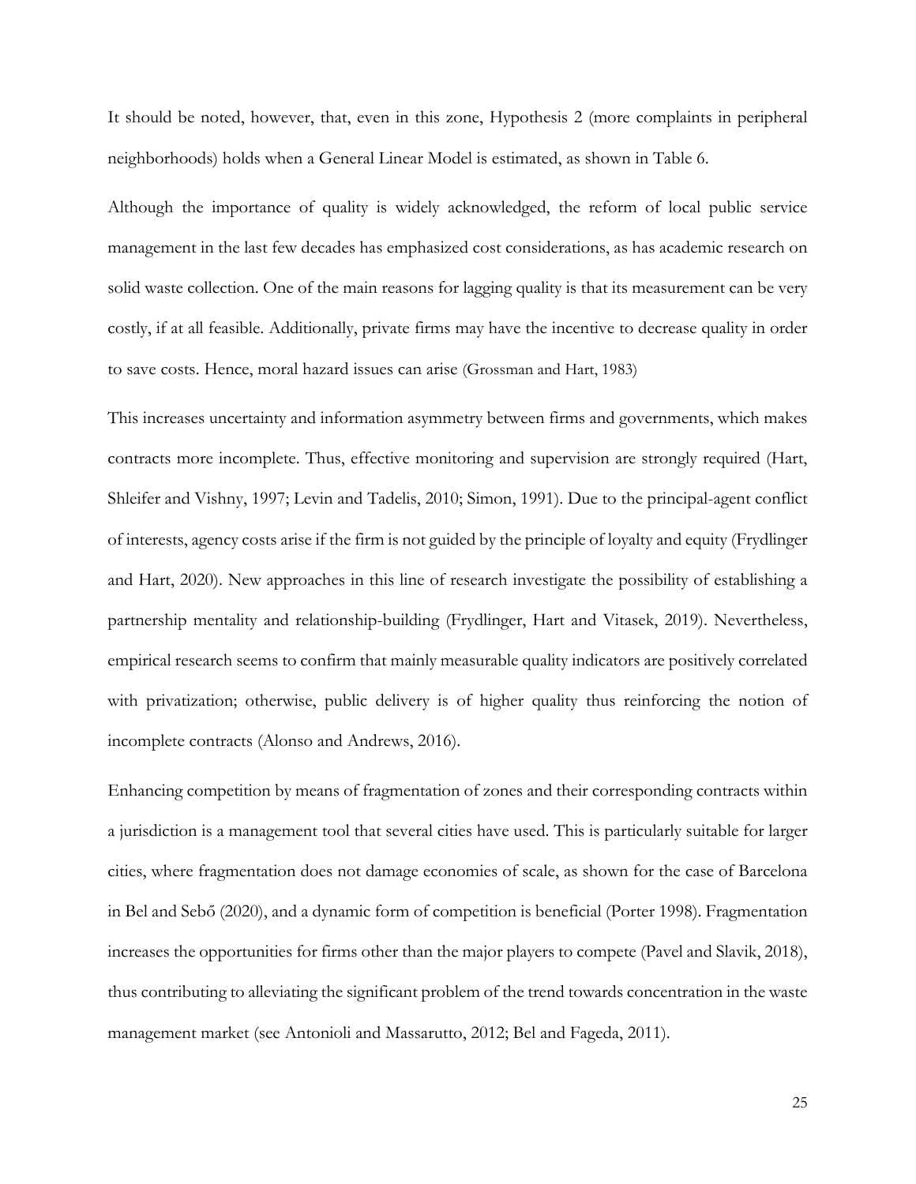It should be noted, however, that, even in this zone, Hypothesis 2 (more complaints in peripheral neighborhoods) holds when a General Linear Model is estimated, as shown in Table 6.

Although the importance of quality is widely acknowledged, the reform of local public service management in the last few decades has emphasized cost considerations, as has academic research on solid waste collection. One of the main reasons for lagging quality is that its measurement can be very costly, if at all feasible. Additionally, private firms may have the incentive to decrease quality in order to save costs. Hence, moral hazard issues can arise (Grossman and Hart, 1983)

This increases uncertainty and information asymmetry between firms and governments, which makes contracts more incomplete. Thus, effective monitoring and supervision are strongly required (Hart, Shleifer and Vishny, 1997; Levin and Tadelis, 2010; Simon, 1991). Due to the principal-agent conflict of interests, agency costs arise if the firm is not guided by the principle of loyalty and equity (Frydlinger and Hart, 2020). New approaches in this line of research investigate the possibility of establishing a partnership mentality and relationship-building (Frydlinger, Hart and Vitasek, 2019). Nevertheless, empirical research seems to confirm that mainly measurable quality indicators are positively correlated with privatization; otherwise, public delivery is of higher quality thus reinforcing the notion of incomplete contracts (Alonso and Andrews, 2016).

Enhancing competition by means of fragmentation of zones and their corresponding contracts within a jurisdiction is a management tool that several cities have used. This is particularly suitable for larger cities, where fragmentation does not damage economies of scale, as shown for the case of Barcelona in Bel and Sebő (2020), and a dynamic form of competition is beneficial (Porter 1998). Fragmentation increases the opportunities for firms other than the major players to compete (Pavel and Slavik, 2018), thus contributing to alleviating the significant problem of the trend towards concentration in the waste management market (see Antonioli and Massarutto, 2012; Bel and Fageda, 2011).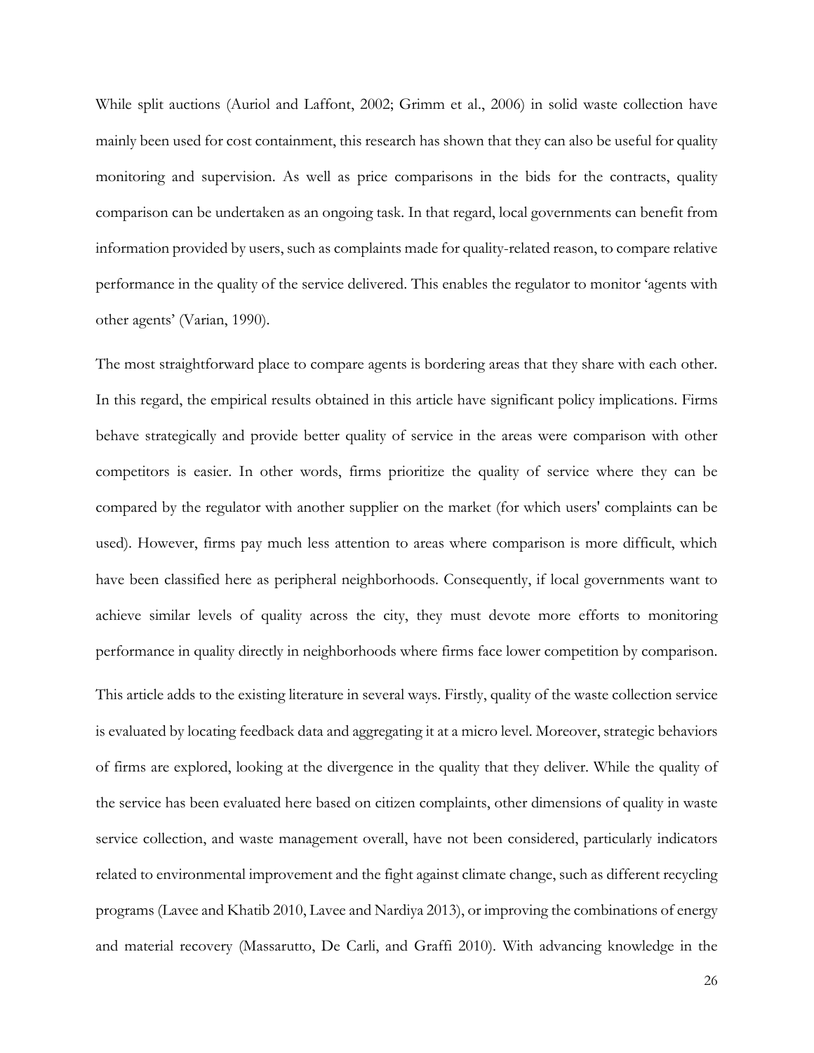While split auctions (Auriol and Laffont, 2002; Grimm et al., 2006) in solid waste collection have mainly been used for cost containment, this research has shown that they can also be useful for quality monitoring and supervision. As well as price comparisons in the bids for the contracts, quality comparison can be undertaken as an ongoing task. In that regard, local governments can benefit from information provided by users, such as complaints made for quality-related reason, to compare relative performance in the quality of the service delivered. This enables the regulator to monitor 'agents with other agents' (Varian, 1990).

The most straightforward place to compare agents is bordering areas that they share with each other. In this regard, the empirical results obtained in this article have significant policy implications. Firms behave strategically and provide better quality of service in the areas were comparison with other competitors is easier. In other words, firms prioritize the quality of service where they can be compared by the regulator with another supplier on the market (for which users' complaints can be used). However, firms pay much less attention to areas where comparison is more difficult, which have been classified here as peripheral neighborhoods. Consequently, if local governments want to achieve similar levels of quality across the city, they must devote more efforts to monitoring performance in quality directly in neighborhoods where firms face lower competition by comparison.

This article adds to the existing literature in several ways. Firstly, quality of the waste collection service is evaluated by locating feedback data and aggregating it at a micro level. Moreover, strategic behaviors of firms are explored, looking at the divergence in the quality that they deliver. While the quality of the service has been evaluated here based on citizen complaints, other dimensions of quality in waste service collection, and waste management overall, have not been considered, particularly indicators related to environmental improvement and the fight against climate change, such as different recycling programs (Lavee and Khatib 2010, Lavee and Nardiya 2013), or improving the combinations of energy and material recovery (Massarutto, De Carli, and Graffi 2010). With advancing knowledge in the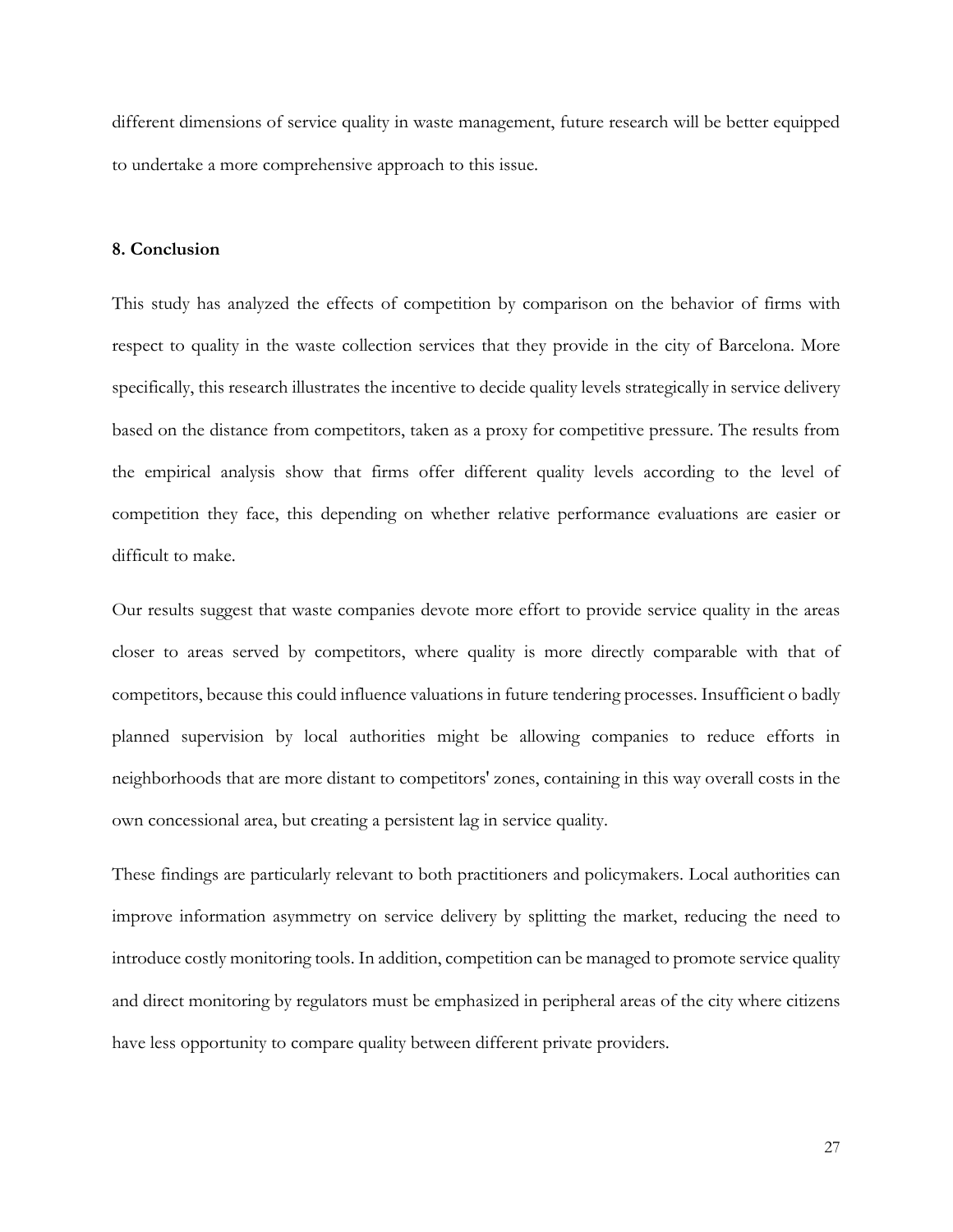different dimensions of service quality in waste management, future research will be better equipped to undertake a more comprehensive approach to this issue.

## 8. Conclusion

This study has analyzed the effects of competition by comparison on the behavior of firms with respect to quality in the waste collection services that they provide in the city of Barcelona. More specifically, this research illustrates the incentive to decide quality levels strategically in service delivery based on the distance from competitors, taken as a proxy for competitive pressure. The results from the empirical analysis show that firms offer different quality levels according to the level of competition they face, this depending on whether relative performance evaluations are easier or difficult to make.

Our results suggest that waste companies devote more effort to provide service quality in the areas closer to areas served by competitors, where quality is more directly comparable with that of competitors, because this could influence valuations in future tendering processes. Insufficient o badly planned supervision by local authorities might be allowing companies to reduce efforts in neighborhoods that are more distant to competitors' zones, containing in this way overall costs in the own concessional area, but creating a persistent lag in service quality.

These findings are particularly relevant to both practitioners and policymakers. Local authorities can improve information asymmetry on service delivery by splitting the market, reducing the need to introduce costly monitoring tools. In addition, competition can be managed to promote service quality and direct monitoring by regulators must be emphasized in peripheral areas of the city where citizens have less opportunity to compare quality between different private providers.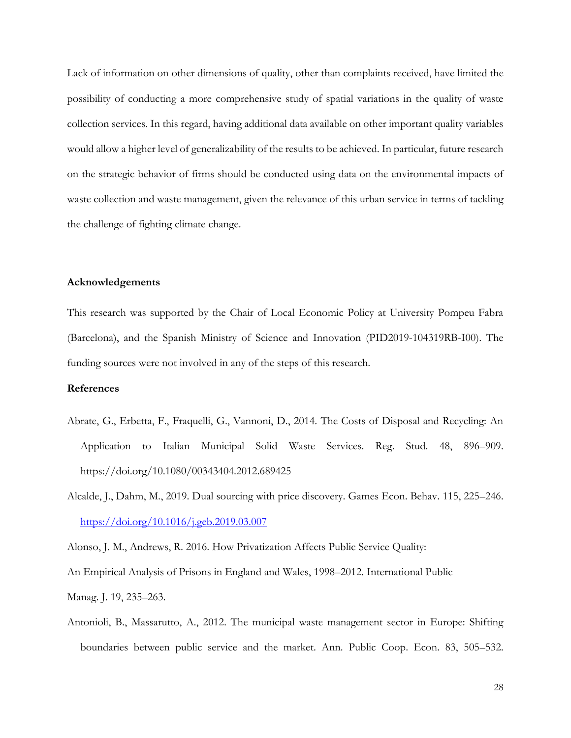Lack of information on other dimensions of quality, other than complaints received, have limited the possibility of conducting a more comprehensive study of spatial variations in the quality of waste collection services. In this regard, having additional data available on other important quality variables would allow a higher level of generalizability of the results to be achieved. In particular, future research on the strategic behavior of firms should be conducted using data on the environmental impacts of waste collection and waste management, given the relevance of this urban service in terms of tackling the challenge of fighting climate change.

## Acknowledgements

This research was supported by the Chair of Local Economic Policy at University Pompeu Fabra (Barcelona), and the Spanish Ministry of Science and Innovation (PID2019-104319RB-I00). The funding sources were not involved in any of the steps of this research.

## References

Abrate, G., Erbetta, F., Fraquelli, G., Vannoni, D., 2014. The Costs of Disposal and Recycling: An Application to Italian Municipal Solid Waste Services. Reg. Stud. 48, 896–909. https://doi.org/10.1080/00343404.2012.689425

Alcalde, J., Dahm, M., 2019. Dual sourcing with price discovery. Games Econ. Behav. 115, 225–246. https://doi.org/10.1016/j.geb.2019.03.007

Alonso, J. M., Andrews, R. 2016. How Privatization Affects Public Service Quality: An Empirical Analysis of Prisons in England and Wales, 1998–2012. International Public Manag. J. 19, 235–263.

Antonioli, B., Massarutto, A., 2012. The municipal waste management sector in Europe: Shifting boundaries between public service and the market. Ann. Public Coop. Econ. 83, 505–532.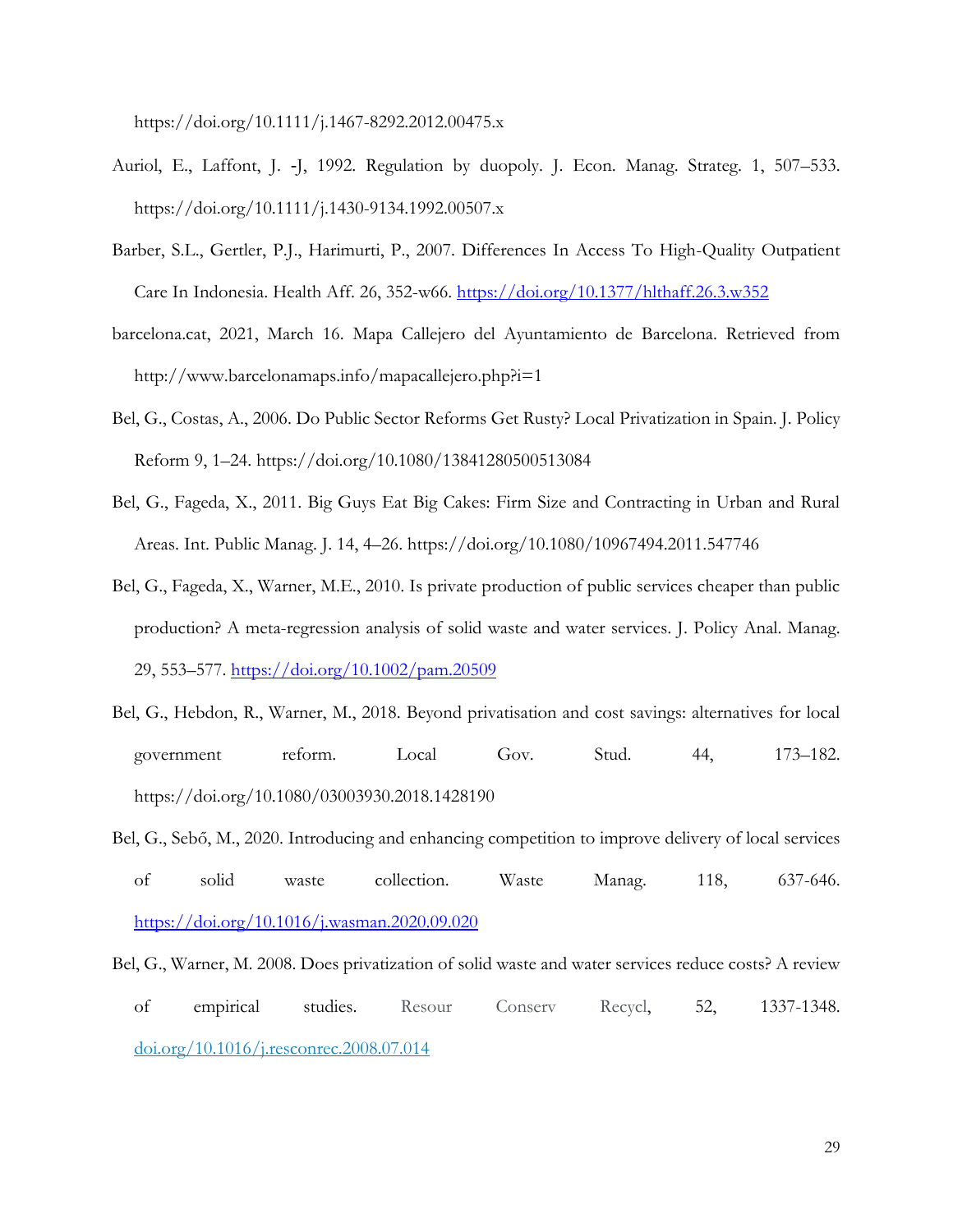https://doi.org/10.1111/j.1467-8292.2012.00475.x

Auriol, E., Laffont, J. -J, 1992. Regulation by duopoly. J. Econ. Manag. Strateg. 1, 507–533. https://doi.org/10.1111/j.1430-9134.1992.00507.x

Barber, S.L., Gertler, P.J., Harimurti, P., 2007. Differences In Access To High-Quality Outpatient Care In Indonesia. Health Aff. 26, 352-w66. https://doi.org/10.1377/hlthaff.26.3.w352

barcelona.cat, 2021, March 16. Mapa Callejero del Ayuntamiento de Barcelona. Retrieved from http://www.barcelonamaps.info/mapacallejero.php?i=1

Bel, G., Costas, A., 2006. Do Public Sector Reforms Get Rusty? Local Privatization in Spain. J. Policy Reform 9, 1–24. https://doi.org/10.1080/13841280500513084

Bel, G., Fageda, X., 2011. Big Guys Eat Big Cakes: Firm Size and Contracting in Urban and Rural Areas. Int. Public Manag. J. 14, 4–26. https://doi.org/10.1080/10967494.2011.547746

Bel, G., Fageda, X., Warner, M.E., 2010. Is private production of public services cheaper than public production? A meta-regression analysis of solid waste and water services. J. Policy Anal. Manag. 29, 553–577. https://doi.org/10.1002/pam.20509

Bel, G., Hebdon, R., Warner, M., 2018. Beyond privatisation and cost savings: alternatives for local government reform. Local Gov. Stud. 44, 173–182. https://doi.org/10.1080/03003930.2018.1428190

Bel, G., Sebő, M., 2020. Introducing and enhancing competition to improve delivery of local services of solid waste collection. Waste Manag. 118, 637-646. https://doi.org/10.1016/j.wasman.2020.09.020

Bel, G., Warner, M. 2008. Does privatization of solid waste and water services reduce costs? A review of empirical studies. Resour Conserv Recycl, 52, 1337-1348. doi.org/10.1016/j.resconrec.2008.07.014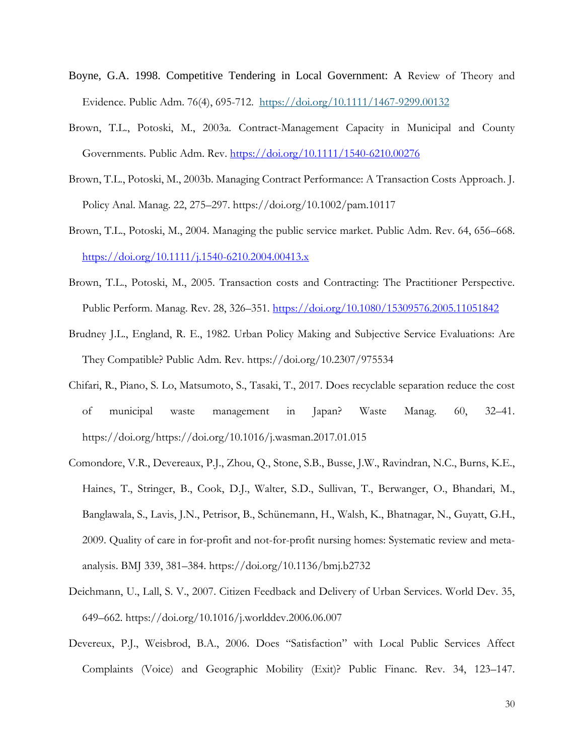Boyne, G.A. 1998. Competitive Tendering in Local Government: A Review of Theory and Evidence. Public Adm. 76(4), 695-712. https://doi.org/10.1111/1467-9299.00132

Brown, T.L., Potoski, M., 2003a. Contract-Management Capacity in Municipal and County Governments. Public Adm. Rev. https://doi.org/10.1111/1540-6210.00276

Brown, T.L., Potoski, M., 2003b. Managing Contract Performance: A Transaction Costs Approach. J. Policy Anal. Manag. 22, 275–297. https://doi.org/10.1002/pam.10117

Brown, T.L., Potoski, M., 2004. Managing the public service market. Public Adm. Rev. 64, 656–668. https://doi.org/10.1111/j.1540-6210.2004.00413.x

Brown, T.L., Potoski, M., 2005. Transaction costs and Contracting: The Practitioner Perspective. Public Perform. Manag. Rev. 28, 326–351. https://doi.org/10.1080/15309576.2005.11051842

Brudney J.L., England, R. E., 1982. Urban Policy Making and Subjective Service Evaluations: Are They Compatible? Public Adm. Rev. https://doi.org/10.2307/975534

Chifari, R., Piano, S. Lo, Matsumoto, S., Tasaki, T., 2017. Does recyclable separation reduce the cost of municipal waste management in Japan? Waste Manag. 60, 32–41. https://doi.org/https://doi.org/10.1016/j.wasman.2017.01.015

Comondore, V.R., Devereaux, P.J., Zhou, Q., Stone, S.B., Busse, J.W., Ravindran, N.C., Burns, K.E., Haines, T., Stringer, B., Cook, D.J., Walter, S.D., Sullivan, T., Berwanger, O., Bhandari, M., Banglawala, S., Lavis, J.N., Petrisor, B., Schünemann, H., Walsh, K., Bhatnagar, N., Guyatt, G.H., 2009. Quality of care in for-profit and not-for-profit nursing homes: Systematic review and meta-analysis. BMJ 339, 381–384. https://doi.org/10.1136/bmj.b2732

Deichmann, U., Lall, S. V., 2007. Citizen Feedback and Delivery of Urban Services. World Dev. 35, 649–662. https://doi.org/10.1016/j.worlddev.2006.06.007

Devereux, P.J., Weisbrod, B.A., 2006. Does "Satisfaction" with Local Public Services Affect Complaints (Voice) and Geographic Mobility (Exit)? Public Financ. Rev. 34, 123–147.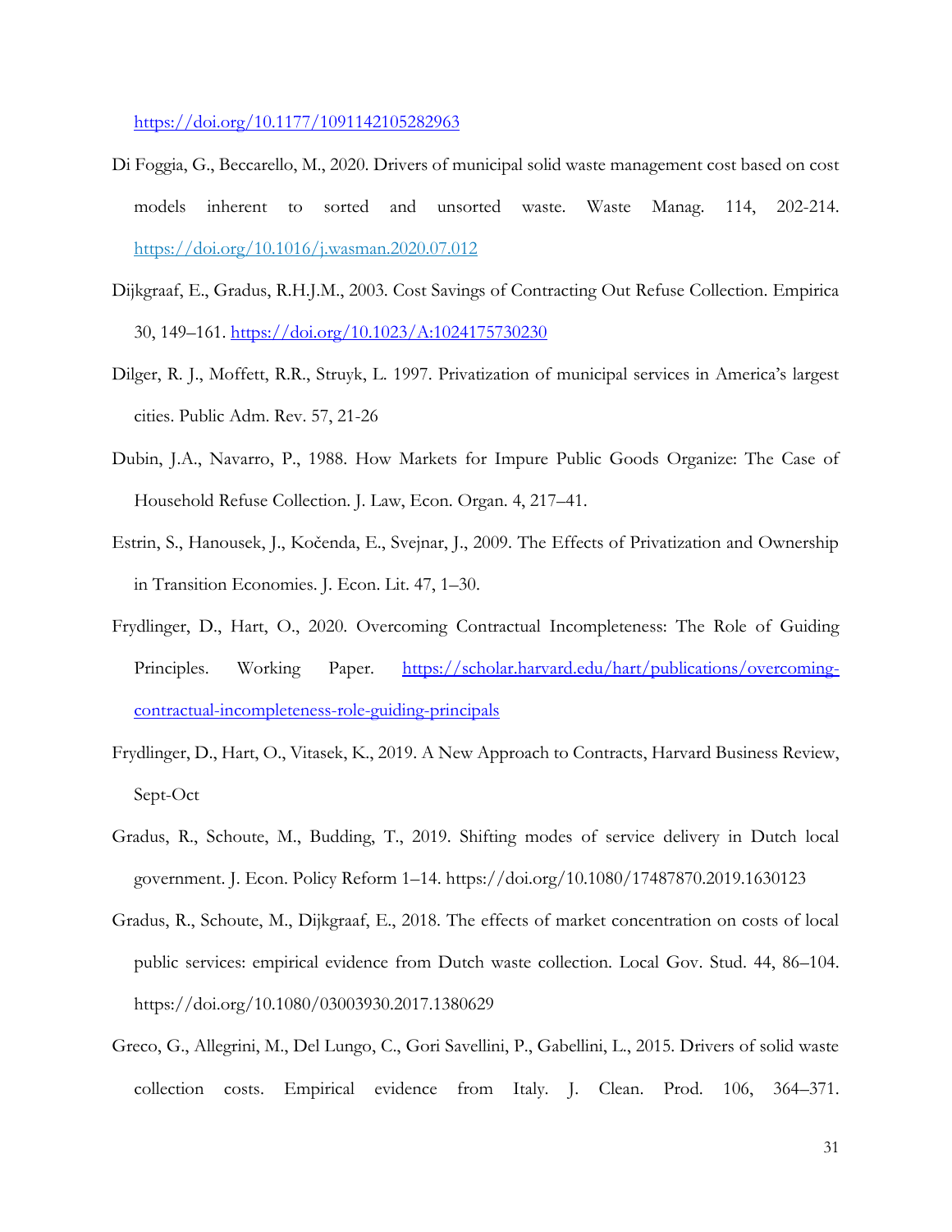https://doi.org/10.1177/1091142105282963

Di Foggia, G., Beccarello, M., 2020. Drivers of municipal solid waste management cost based on cost models inherent to sorted and unsorted waste. Waste Manag. 114, 202-214. https://doi.org/10.1016/j.wasman.2020.07.012

Dijkgraaf, E., Gradus, R.H.J.M., 2003. Cost Savings of Contracting Out Refuse Collection. Empirica 30, 149–161. https://doi.org/10.1023/A:1024175730230

Dilger, R. J., Moffett, R.R., Struyk, L. 1997. Privatization of municipal services in America's largest cities. Public Adm. Rev. 57, 21-26

Dubin, J.A., Navarro, P., 1988. How Markets for Impure Public Goods Organize: The Case of Household Refuse Collection. J. Law, Econ. Organ. 4, 217–41.

Estrin, S., Hanousek, J., Kočenda, E., Svejnar, J., 2009. The Effects of Privatization and Ownership in Transition Economies. J. Econ. Lit. 47, 1–30.

Frydlinger, D., Hart, O., 2020. Overcoming Contractual Incompleteness: The Role of Guiding Principles. Working Paper. https://scholar.harvard.edu/hart/publications/overcoming-contractual-incompleteness-role-guiding-principals

Frydlinger, D., Hart, O., Vitasek, K., 2019. A New Approach to Contracts, Harvard Business Review, Sept-Oct

Gradus, R., Schoute, M., Budding, T., 2019. Shifting modes of service delivery in Dutch local government. J. Econ. Policy Reform 1–14. https://doi.org/10.1080/17487870.2019.1630123

Gradus, R., Schoute, M., Dijkgraaf, E., 2018. The effects of market concentration on costs of local public services: empirical evidence from Dutch waste collection. Local Gov. Stud. 44, 86–104. https://doi.org/10.1080/03003930.2017.1380629

Greco, G., Allegrini, M., Del Lungo, C., Gori Savellini, P., Gabellini, L., 2015. Drivers of solid waste collection costs. Empirical evidence from Italy. J. Clean. Prod. 106, 364–371.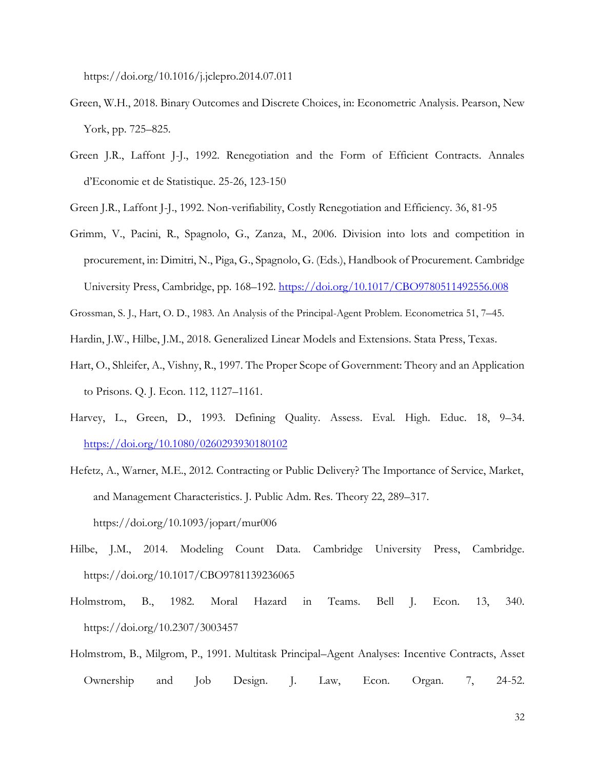https://doi.org/10.1016/j.jclepro.2014.07.011

Green, W.H., 2018. Binary Outcomes and Discrete Choices, in: Econometric Analysis. Pearson, New York, pp. 725–825.

Green J.R., Laffont J-J., 1992. Renegotiation and the Form of Efficient Contracts. Annales d'Economie et de Statistique. 25-26, 123-150

Green J.R., Laffont J-J., 1992. Non-verifiability, Costly Renegotiation and Efficiency. 36, 81-95

Grimm, V., Pacini, R., Spagnolo, G., Zanza, M., 2006. Division into lots and competition in procurement, in: Dimitri, N., Piga, G., Spagnolo, G. (Eds.), Handbook of Procurement. Cambridge University Press, Cambridge, pp. 168–192. https://doi.org/10.1017/CBO9780511492556.008

Grossman, S. J., Hart, O. D., 1983. An Analysis of the Principal-Agent Problem. Econometrica 51, 7–45.

Hardin, J.W., Hilbe, J.M., 2018. Generalized Linear Models and Extensions. Stata Press, Texas.

Hart, O., Shleifer, A., Vishny, R., 1997. The Proper Scope of Government: Theory and an Application to Prisons. Q. J. Econ. 112, 1127–1161.

Harvey, L., Green, D., 1993. Defining Quality. Assess. Eval. High. Educ. 18, 9–34. https://doi.org/10.1080/0260293930180102

Hefetz, A., Warner, M.E., 2012. Contracting or Public Delivery? The Importance of Service, Market, and Management Characteristics. J. Public Adm. Res. Theory 22, 289–317. https://doi.org/10.1093/jopart/mur006

Hilbe, J.M., 2014. Modeling Count Data. Cambridge University Press, Cambridge. https://doi.org/10.1017/CBO9781139236065

Holmstrom, B., 1982. Moral Hazard in Teams. Bell J. Econ. 13, 340. https://doi.org/10.2307/3003457

Holmstrom, B., Milgrom, P., 1991. Multitask Principal–Agent Analyses: Incentive Contracts, Asset Ownership and Job Design. J. Law, Econ. Organ. 7, 24-52.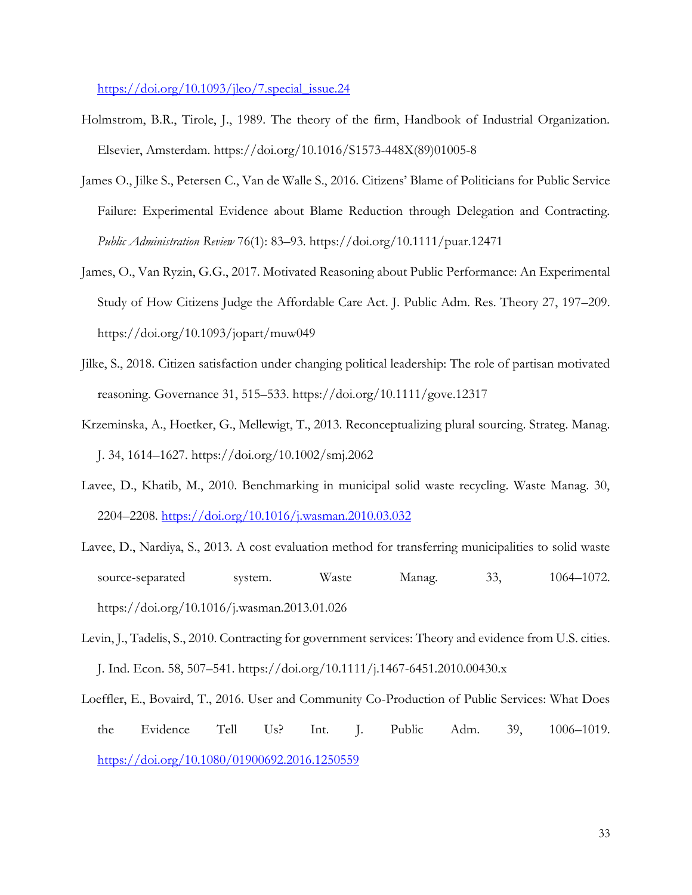https://doi.org/10.1093/jleo/7.special_issue.24

Holmstrom, B.R., Tirole, J., 1989. The theory of the firm, Handbook of Industrial Organization. Elsevier, Amsterdam. https://doi.org/10.1016/S1573-448X(89)01005-8

James O., Jilke S., Petersen C., Van de Walle S., 2016. Citizens' Blame of Politicians for Public Service Failure: Experimental Evidence about Blame Reduction through Delegation and Contracting. *Public Administration Review* 76(1): 83–93. https://doi.org/10.1111/puar.12471

James, O., Van Ryzin, G.G., 2017. Motivated Reasoning about Public Performance: An Experimental Study of How Citizens Judge the Affordable Care Act. J. Public Adm. Res. Theory 27, 197–209. https://doi.org/10.1093/jopart/muw049

Jilke, S., 2018. Citizen satisfaction under changing political leadership: The role of partisan motivated reasoning. Governance 31, 515–533. https://doi.org/10.1111/gove.12317

Krzeminska, A., Hoetker, G., Mellewigt, T., 2013. Reconceptualizing plural sourcing. Strateg. Manag. J. 34, 1614–1627. https://doi.org/10.1002/smj.2062

Lavee, D., Khatib, M., 2010. Benchmarking in municipal solid waste recycling. Waste Manag. 30, 2204–2208. https://doi.org/10.1016/j.wasman.2010.03.032

Lavee, D., Nardiya, S., 2013. A cost evaluation method for transferring municipalities to solid waste source-separated system. Waste Manag. 33, 1064–1072. https://doi.org/10.1016/j.wasman.2013.01.026

Levin, J., Tadelis, S., 2010. Contracting for government services: Theory and evidence from U.S. cities. J. Ind. Econ. 58, 507–541. https://doi.org/10.1111/j.1467-6451.2010.00430.x

Loeffler, E., Bovaird, T., 2016. User and Community Co-Production of Public Services: What Does the Evidence Tell Us? Int. J. Public Adm. 39, 1006–1019. https://doi.org/10.1080/01900692.2016.1250559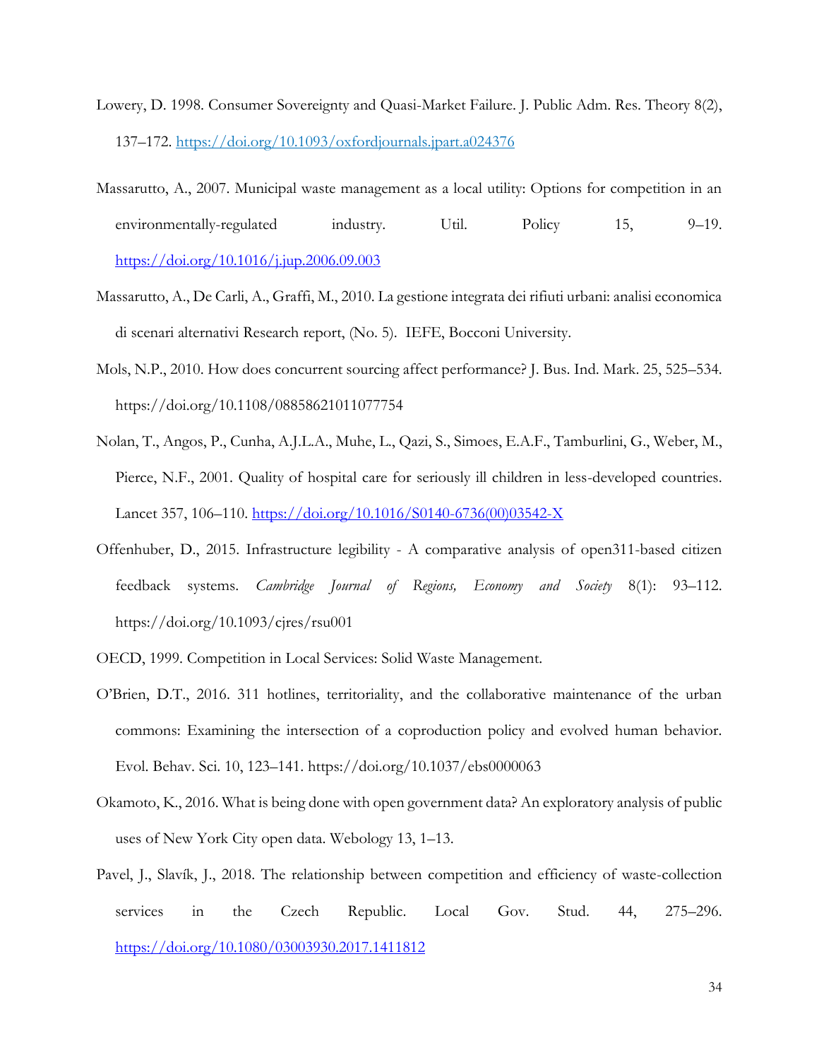Lowery, D. 1998. Consumer Sovereignty and Quasi-Market Failure. J. Public Adm. Res. Theory 8(2), 137–172. https://doi.org/10.1093/oxfordjournals.jpart.a024376

Massarutto, A., 2007. Municipal waste management as a local utility: Options for competition in an environmentally-regulated industry. Util. Policy 15, 9–19. https://doi.org/10.1016/j.jup.2006.09.003

Massarutto, A., De Carli, A., Graffi, M., 2010. La gestione integrata dei rifiuti urbani: analisi economica di scenari alternativi Research report, (No. 5). IEFE, Bocconi University.

Mols, N.P., 2010. How does concurrent sourcing affect performance? J. Bus. Ind. Mark. 25, 525–534. https://doi.org/10.1108/08858621011077754

Nolan, T., Angos, P., Cunha, A.J.L.A., Muhe, L., Qazi, S., Simoes, E.A.F., Tamburlini, G., Weber, M., Pierce, N.F., 2001. Quality of hospital care for seriously ill children in less-developed countries. Lancet 357, 106–110. https://doi.org/10.1016/S0140-6736(00)03542-X

Offenhuber, D., 2015. Infrastructure legibility - A comparative analysis of open311-based citizen feedback systems. *Cambridge Journal of Regions, Economy and Society* 8(1): 93–112. https://doi.org/10.1093/cjres/rsu001

OECD, 1999. Competition in Local Services: Solid Waste Management.

O'Brien, D.T., 2016. 311 hotlines, territoriality, and the collaborative maintenance of the urban commons: Examining the intersection of a coproduction policy and evolved human behavior. Evol. Behav. Sci. 10, 123–141. https://doi.org/10.1037/ebs0000063

Okamoto, K., 2016. What is being done with open government data? An exploratory analysis of public uses of New York City open data. Webology 13, 1–13.

Pavel, J., Slavík, J., 2018. The relationship between competition and efficiency of waste-collection services in the Czech Republic. Local Gov. Stud. 44, 275–296. https://doi.org/10.1080/03003930.2017.1411812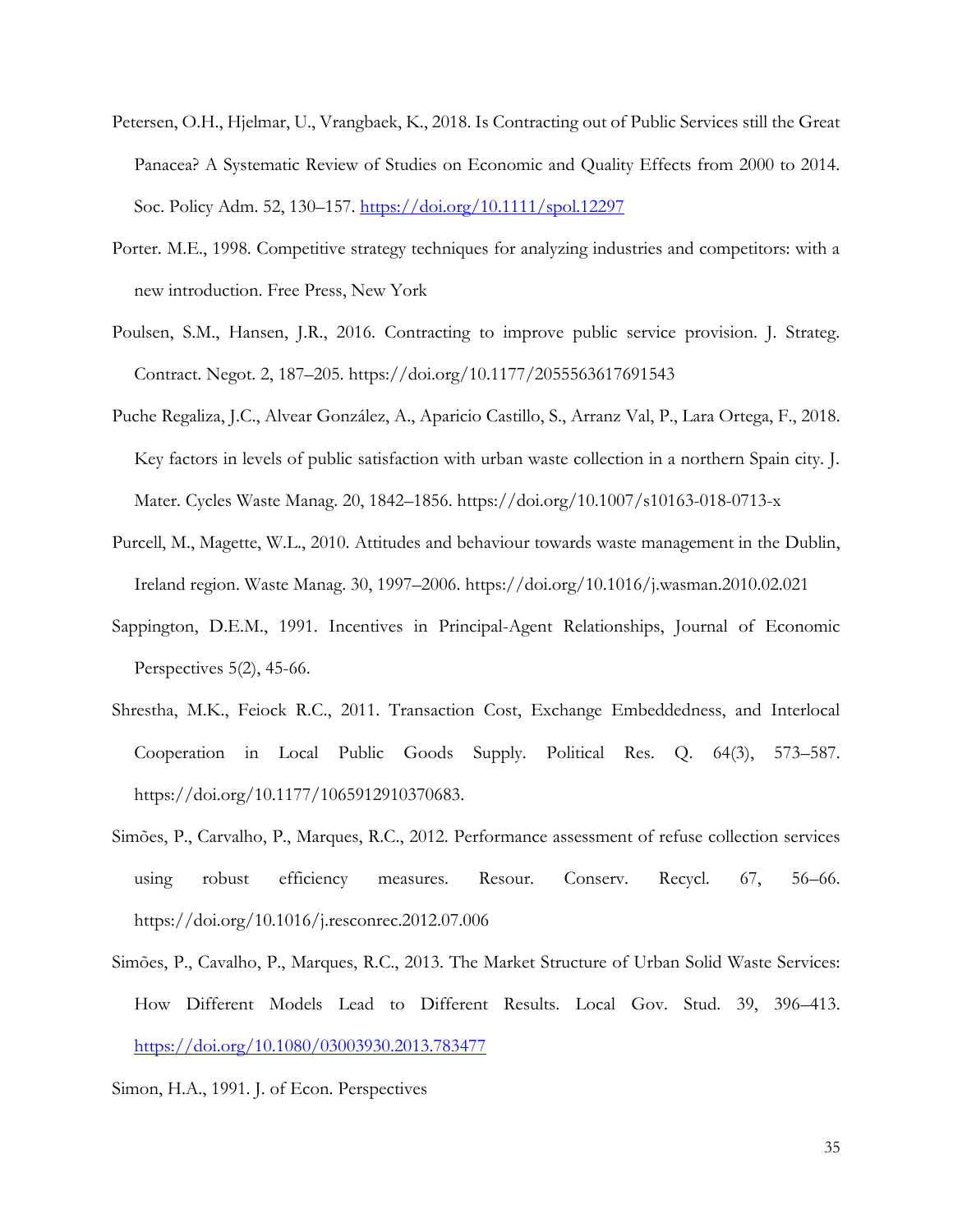Petersen, O.H., Hjelmar, U., Vrangbaek, K., 2018. Is Contracting out of Public Services still the Great Panacea? A Systematic Review of Studies on Economic and Quality Effects from 2000 to 2014. Soc. Policy Adm. 52, 130–157. https://doi.org/10.1111/spol.12297

Porter. M.E., 1998. Competitive strategy techniques for analyzing industries and competitors: with a new introduction. Free Press, New York

Poulsen, S.M., Hansen, J.R., 2016. Contracting to improve public service provision. J. Strateg. Contract. Negot. 2, 187–205. https://doi.org/10.1177/2055563617691543

Puche Regaliza, J.C., Alvear González, A., Aparicio Castillo, S., Arranz Val, P., Lara Ortega, F., 2018. Key factors in levels of public satisfaction with urban waste collection in a northern Spain city. J. Mater. Cycles Waste Manag. 20, 1842–1856. https://doi.org/10.1007/s10163-018-0713-x

Purcell, M., Magette, W.L., 2010. Attitudes and behaviour towards waste management in the Dublin, Ireland region. Waste Manag. 30, 1997–2006. https://doi.org/10.1016/j.wasman.2010.02.021

Sappington, D.E.M., 1991. Incentives in Principal-Agent Relationships, Journal of Economic Perspectives 5(2), 45-66.

Shrestha, M.K., Feiock R.C., 2011. Transaction Cost, Exchange Embeddedness, and Interlocal Cooperation in Local Public Goods Supply. Political Res. Q. 64(3), 573–587. https://doi.org/10.1177/1065912910370683.

Simões, P., Carvalho, P., Marques, R.C., 2012. Performance assessment of refuse collection services using robust efficiency measures. Resour. Conserv. Recycl. 67, 56–66. https://doi.org/10.1016/j.resconrec.2012.07.006

Simões, P., Cavalho, P., Marques, R.C., 2013. The Market Structure of Urban Solid Waste Services: How Different Models Lead to Different Results. Local Gov. Stud. 39, 396–413. https://doi.org/10.1080/03003930.2013.783477

Simon, H.A., 1991. J. of Econ. Perspectives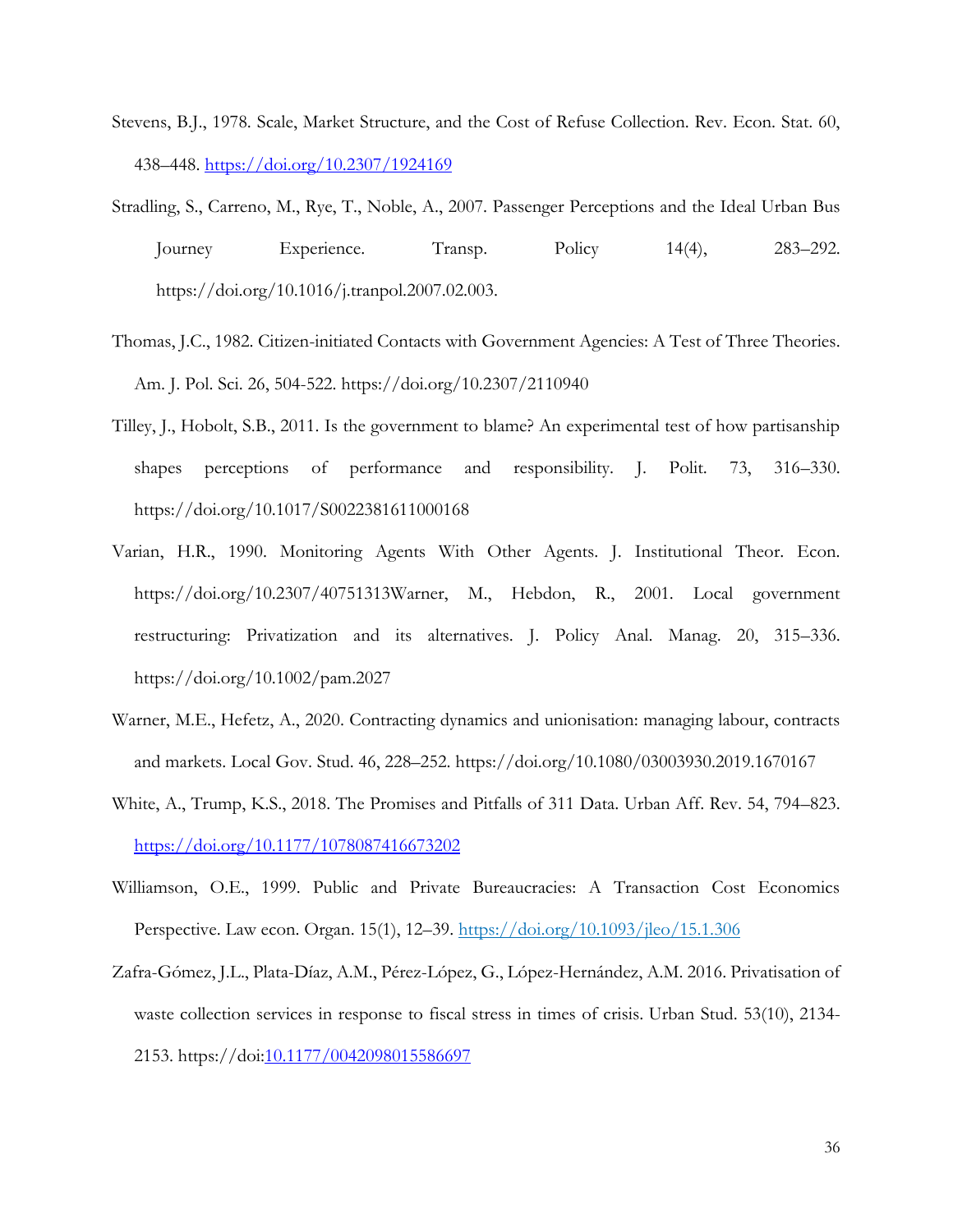Stevens, B.J., 1978. Scale, Market Structure, and the Cost of Refuse Collection. Rev. Econ. Stat. 60, 438–448. https://doi.org/10.2307/1924169

Stradling, S., Carreno, M., Rye, T., Noble, A., 2007. Passenger Perceptions and the Ideal Urban Bus Journey Experience. Transp. Policy 14(4), 283–292. https://doi.org/10.1016/j.tranpol.2007.02.003.

Thomas, J.C., 1982. Citizen-initiated Contacts with Government Agencies: A Test of Three Theories. Am. J. Pol. Sci. 26, 504-522. https://doi.org/10.2307/2110940

Tilley, J., Hobolt, S.B., 2011. Is the government to blame? An experimental test of how partisanship shapes perceptions of performance and responsibility. J. Polit. 73, 316–330. https://doi.org/10.1017/S0022381611000168

Varian, H.R., 1990. Monitoring Agents With Other Agents. J. Institutional Theor. Econ. https://doi.org/10.2307/40751313Warner, M., Hebdon, R., 2001. Local government restructuring: Privatization and its alternatives. J. Policy Anal. Manag. 20, 315–336. https://doi.org/10.1002/pam.2027

Warner, M.E., Hefetz, A., 2020. Contracting dynamics and unionisation: managing labour, contracts and markets. Local Gov. Stud. 46, 228–252. https://doi.org/10.1080/03003930.2019.1670167

White, A., Trump, K.S., 2018. The Promises and Pitfalls of 311 Data. Urban Aff. Rev. 54, 794–823. https://doi.org/10.1177/1078087416673202

Williamson, O.E., 1999. Public and Private Bureaucracies: A Transaction Cost Economics Perspective. Law econ. Organ. 15(1), 12–39. https://doi.org/10.1093/jleo/15.1.306

Zafra-Gómez, J.L., Plata-Díaz, A.M., Pérez-López, G., López-Hernández, A.M. 2016. Privatisation of waste collection services in response to fiscal stress in times of crisis. Urban Stud. 53(10), 2134-2153. https://doi:10.1177/0042098015586697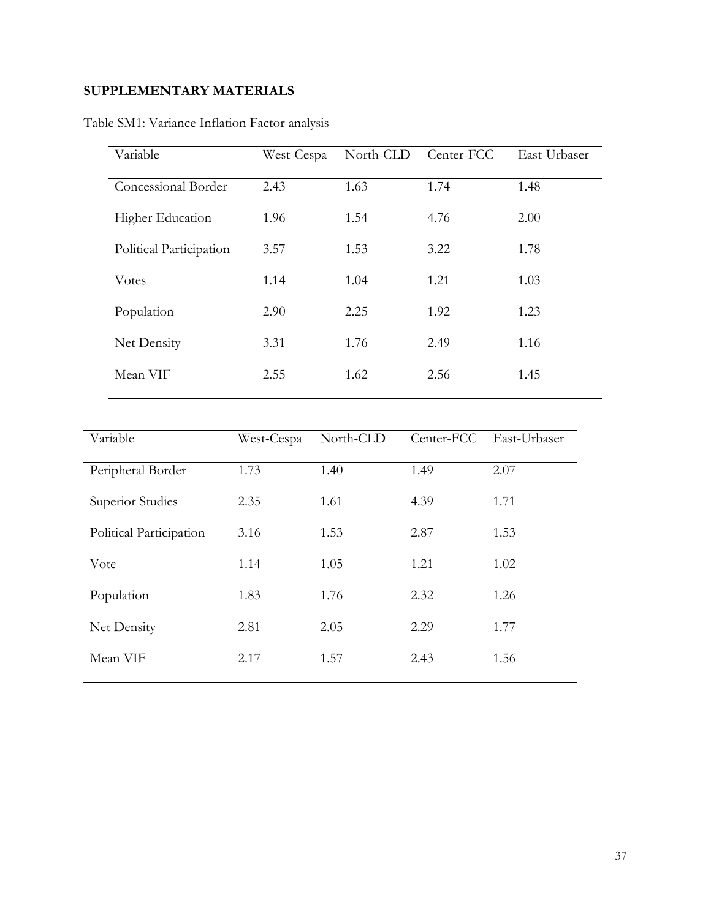**SUPPLEMENTARY MATERIALS**

Table SM1: Variance Inflation Factor analysis

| Variable | West-Cespa | North-CLD | Center-FCC | East-Urbaser |
|---|---|---|---|---|
| Concessional Border | 2.43 | 1.63 | 1.74 | 1.48 |
| Higher Education | 1.96 | 1.54 | 4.76 | 2.00 |
| Political Participation | 3.57 | 1.53 | 3.22 | 1.78 |
| Votes | 1.14 | 1.04 | 1.21 | 1.03 |
| Population | 2.90 | 2.25 | 1.92 | 1.23 |
| Net Density | 3.31 | 1.76 | 2.49 | 1.16 |
| Mean VIF | 2.55 | 1.62 | 2.56 | 1.45 |

| Variable | West-Cespa | North-CLD | Center-FCC | East-Urbaser |
|---|---|---|---|---|
| Peripheral Border | 1.73 | 1.40 | 1.49 | 2.07 |
| Superior Studies | 2.35 | 1.61 | 4.39 | 1.71 |
| Political Participation | 3.16 | 1.53 | 2.87 | 1.53 |
| Vote | 1.14 | 1.05 | 1.21 | 1.02 |
| Population | 1.83 | 1.76 | 2.32 | 1.26 |
| Net Density | 2.81 | 2.05 | 2.29 | 1.77 |
| Mean VIF | 2.17 | 1.57 | 2.43 | 1.56 |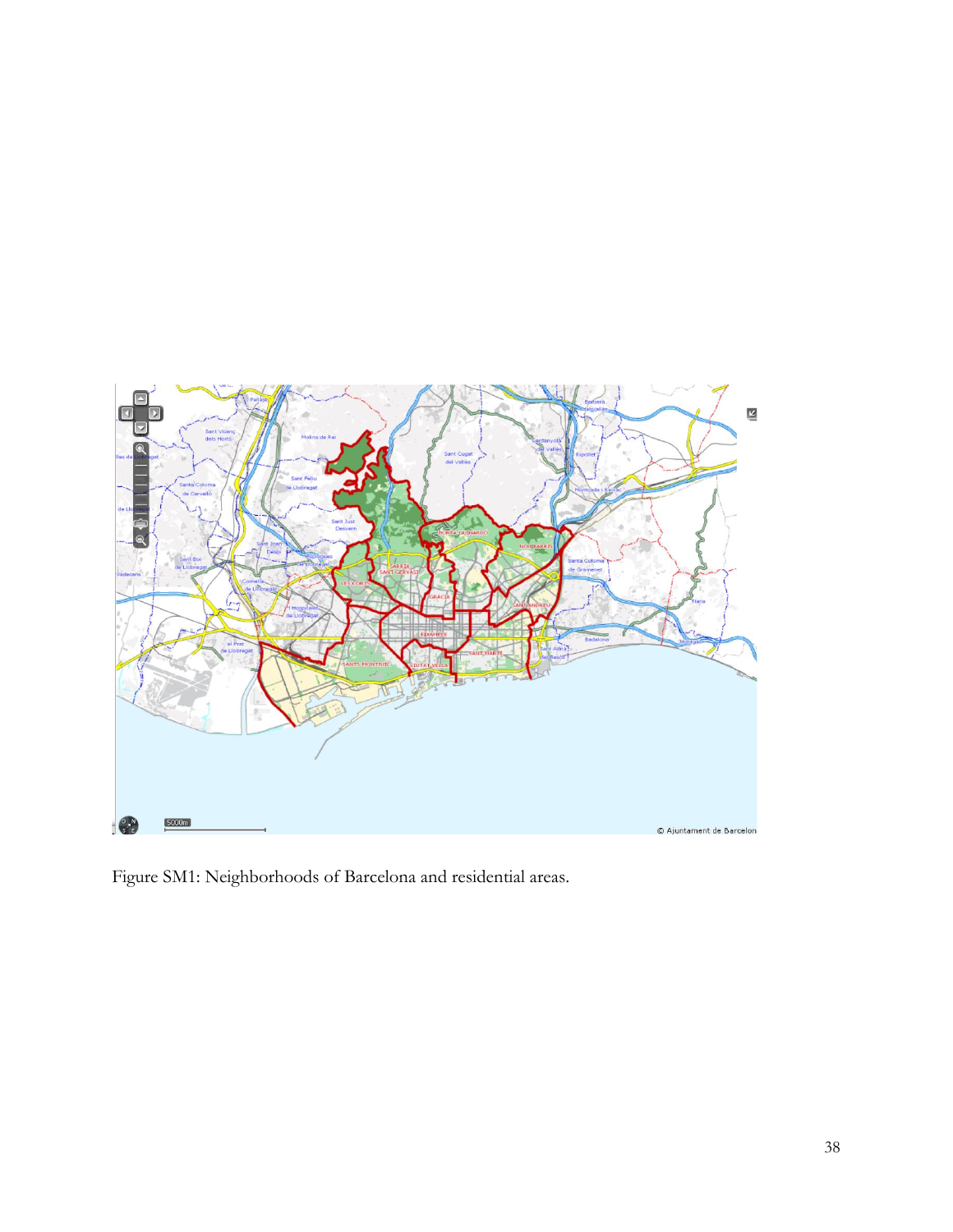Figure SM1: Neighborhoods of Barcelona and residential areas.